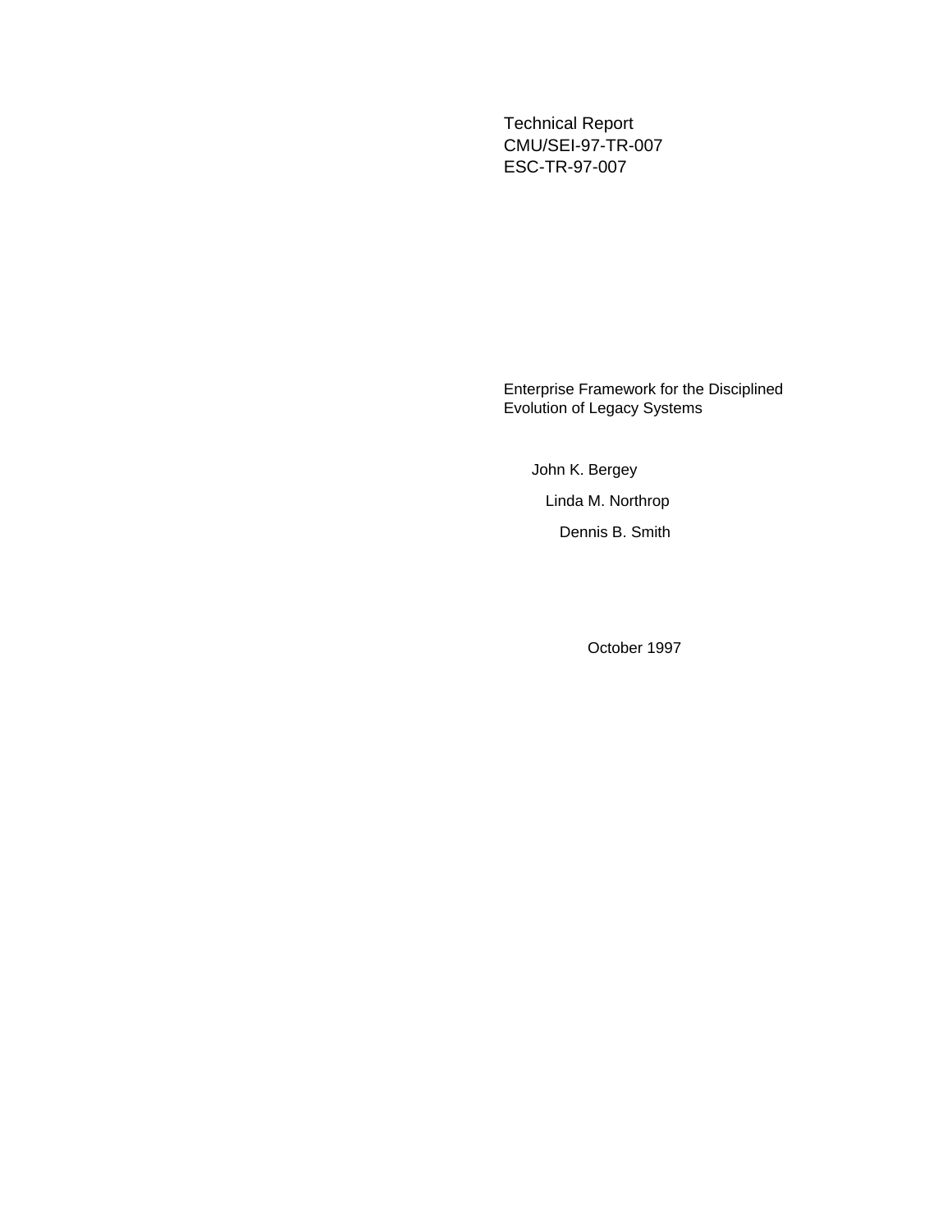Technical Report
CMU/SEI-97-TR-007
ESC-TR-97-007

# Enterprise Framework for the Disciplined Evolution of Legacy Systems

John K. Bergey

Linda M. Northrop

Dennis B. Smith

October 1997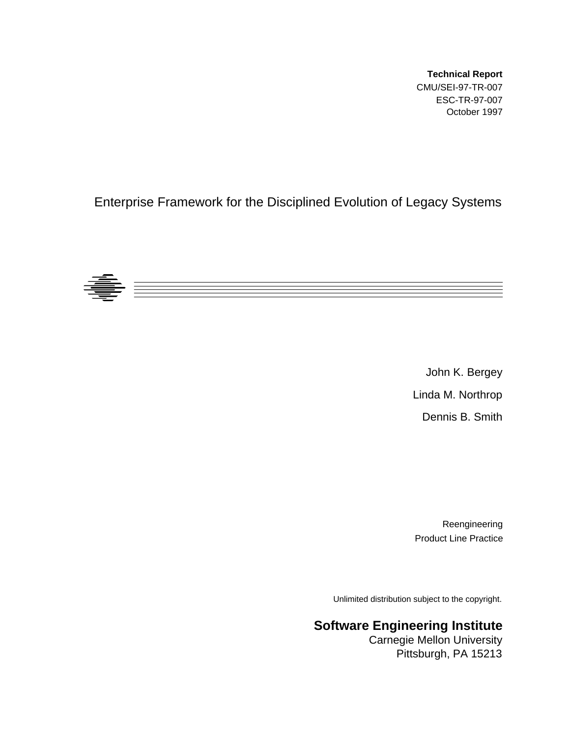**Technical Report**
CMU/SEI-97-TR-007
ESC-TR-97-007
October 1997

# Enterprise Framework for the Disciplined Evolution of Legacy Systems

John K. Bergey

Linda M. Northrop

Dennis B. Smith

Reengineering
Product Line Practice

Unlimited distribution subject to the copyright.

**Software Engineering Institute**
Carnegie Mellon University
Pittsburgh, PA 15213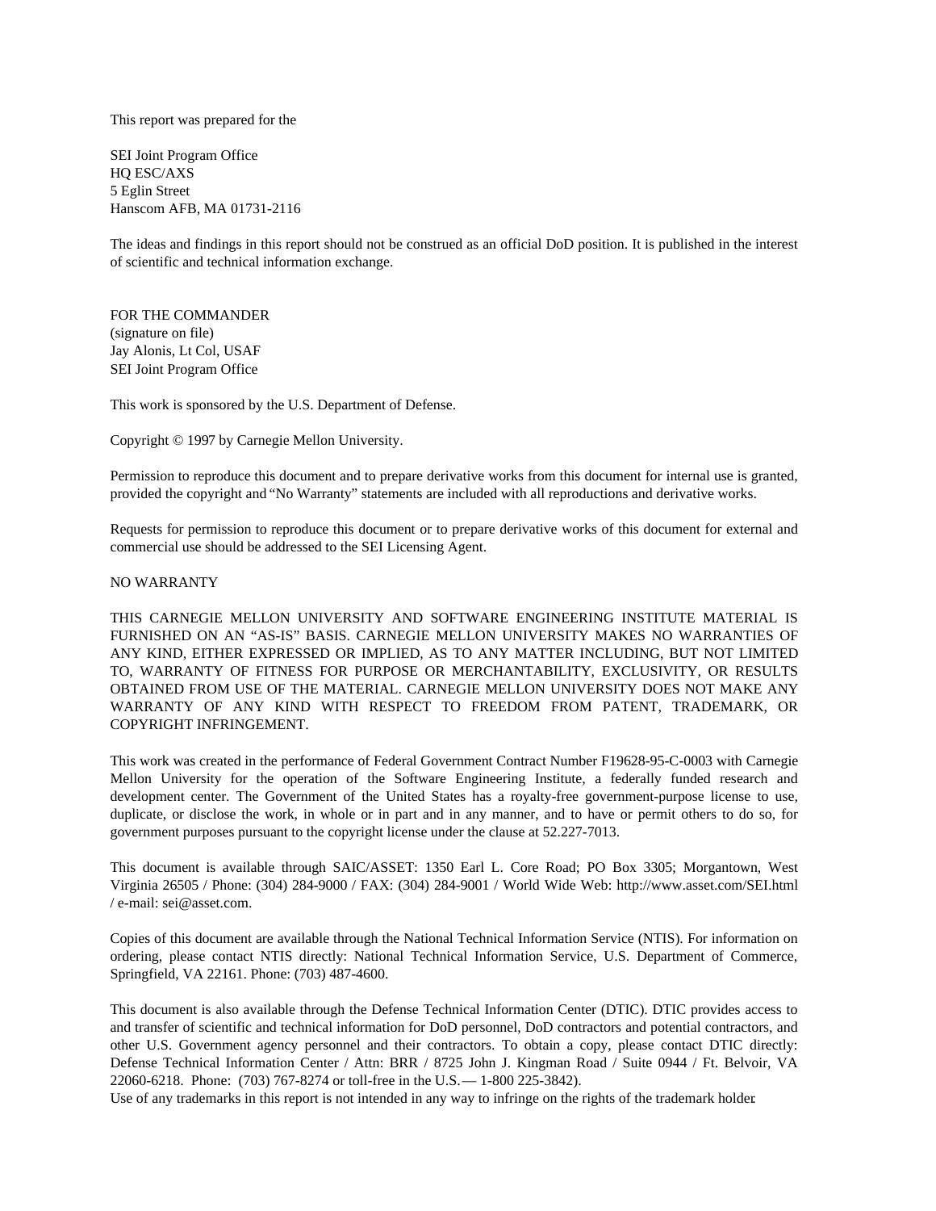This report was prepared for the

SEI Joint Program Office
HQ ESC/AXS
5 Eglin Street
Hanscom AFB, MA 01731-2116

The ideas and findings in this report should not be construed as an official DoD position. It is published in the interest of scientific and technical information exchange.

FOR THE COMMANDER
(signature on file)
Jay Alonis, Lt Col, USAF
SEI Joint Program Office

This work is sponsored by the U.S. Department of Defense.

Copyright © 1997 by Carnegie Mellon University.

Permission to reproduce this document and to prepare derivative works from this document for internal use is granted, provided the copyright and "No Warranty" statements are included with all reproductions and derivative works.

Requests for permission to reproduce this document or to prepare derivative works of this document for external and commercial use should be addressed to the SEI Licensing Agent.

NO WARRANTY

THIS CARNEGIE MELLON UNIVERSITY AND SOFTWARE ENGINEERING INSTITUTE MATERIAL IS FURNISHED ON AN "AS-IS" BASIS. CARNEGIE MELLON UNIVERSITY MAKES NO WARRANTIES OF ANY KIND, EITHER EXPRESSED OR IMPLIED, AS TO ANY MATTER INCLUDING, BUT NOT LIMITED TO, WARRANTY OF FITNESS FOR PURPOSE OR MERCHANTABILITY, EXCLUSIVITY, OR RESULTS OBTAINED FROM USE OF THE MATERIAL. CARNEGIE MELLON UNIVERSITY DOES NOT MAKE ANY WARRANTY OF ANY KIND WITH RESPECT TO FREEDOM FROM PATENT, TRADEMARK, OR COPYRIGHT INFRINGEMENT.

This work was created in the performance of Federal Government Contract Number F19628-95-C-0003 with Carnegie Mellon University for the operation of the Software Engineering Institute, a federally funded research and development center. The Government of the United States has a royalty-free government-purpose license to use, duplicate, or disclose the work, in whole or in part and in any manner, and to have or permit others to do so, for government purposes pursuant to the copyright license under the clause at 52.227-7013.

This document is available through SAIC/ASSET: 1350 Earl L. Core Road; PO Box 3305; Morgantown, West Virginia 26505 / Phone: (304) 284-9000 / FAX: (304) 284-9001 / World Wide Web: http://www.asset.com/SEI.html / e-mail: sei@asset.com.

Copies of this document are available through the National Technical Information Service (NTIS). For information on ordering, please contact NTIS directly: National Technical Information Service, U.S. Department of Commerce, Springfield, VA 22161. Phone: (703) 487-4600.

This document is also available through the Defense Technical Information Center (DTIC). DTIC provides access to and transfer of scientific and technical information for DoD personnel, DoD contractors and potential contractors, and other U.S. Government agency personnel and their contractors. To obtain a copy, please contact DTIC directly: Defense Technical Information Center / Attn: BRR / 8725 John J. Kingman Road / Suite 0944 / Ft. Belvoir, VA 22060-6218. Phone: (703) 767-8274 or toll-free in the U.S. — 1-800 225-3842).

Use of any trademarks in this report is not intended in any way to infringe on the rights of the trademark holder.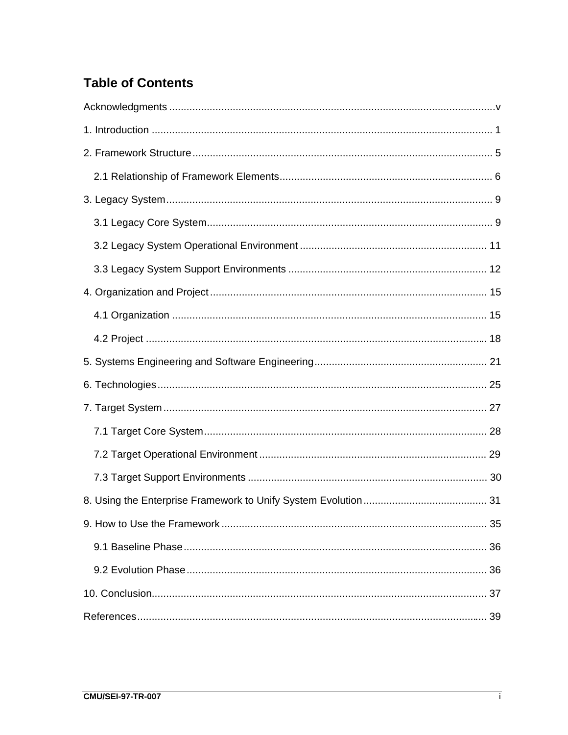# Table of Contents

Acknowledgments ................................................................................................................v

1. Introduction ..................................................................................................................... 1

2. Framework Structure ....................................................................................................... 5

    2.1 Relationship of Framework Elements ......................................................................... 6

3. Legacy System ................................................................................................................ 9

    3.1 Legacy Core System .................................................................................................. 9

    3.2 Legacy System Operational Environment ................................................................ 11

    3.3 Legacy System Support Environments .................................................................... 12

4. Organization and Project ............................................................................................... 15

    4.1 Organization ............................................................................................................ 15

    4.2 Project ..................................................................................................................... 18

5. Systems Engineering and Software Engineering ........................................................... 21

6. Technologies ................................................................................................................. 25

7. Target System ............................................................................................................... 27

    7.1 Target Core System ................................................................................................. 28

    7.2 Target Operational Environment .............................................................................. 29

    7.3 Target Support Environments .................................................................................. 30

8. Using the Enterprise Framework to Unify System Evolution .......................................... 31

9. How to Use the Framework ........................................................................................... 35

    9.1 Baseline Phase ........................................................................................................ 36

    9.2 Evolution Phase ....................................................................................................... 36

10. Conclusion.................................................................................................................... 37

References......................................................................................................................... 39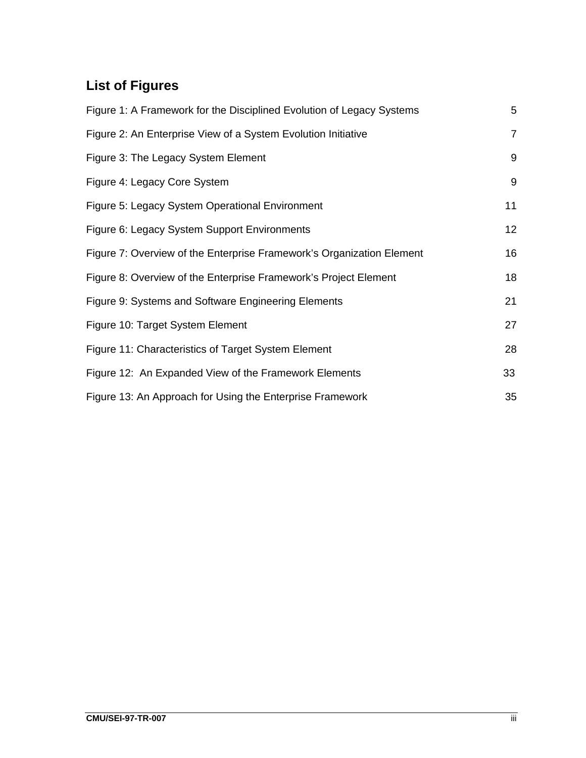## List of Figures

| | |
|---|---|
| Figure 1: A Framework for the Disciplined Evolution of Legacy Systems | 5 |
| Figure 2: An Enterprise View of a System Evolution Initiative | 7 |
| Figure 3: The Legacy System Element | 9 |
| Figure 4: Legacy Core System | 9 |
| Figure 5: Legacy System Operational Environment | 11 |
| Figure 6: Legacy System Support Environments | 12 |
| Figure 7: Overview of the Enterprise Framework's Organization Element | 16 |
| Figure 8: Overview of the Enterprise Framework's Project Element | 18 |
| Figure 9: Systems and Software Engineering Elements | 21 |
| Figure 10: Target System Element | 27 |
| Figure 11: Characteristics of Target System Element | 28 |
| Figure 12: An Expanded View of the Framework Elements | 33 |
| Figure 13: An Approach for Using the Enterprise Framework | 35 |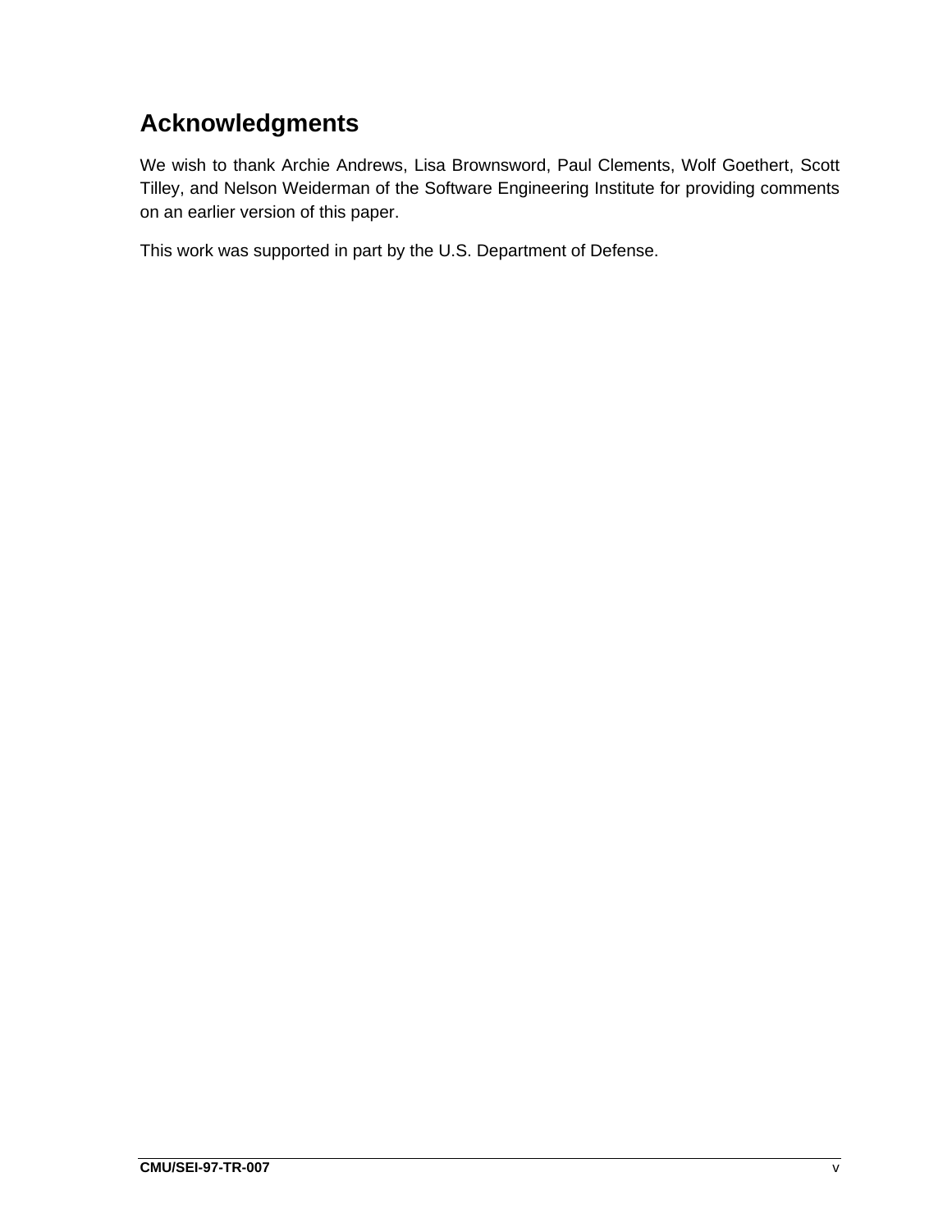# Acknowledgments

We wish to thank Archie Andrews, Lisa Brownsword, Paul Clements, Wolf Goethert, Scott Tilley, and Nelson Weiderman of the Software Engineering Institute for providing comments on an earlier version of this paper.

This work was supported in part by the U.S. Department of Defense.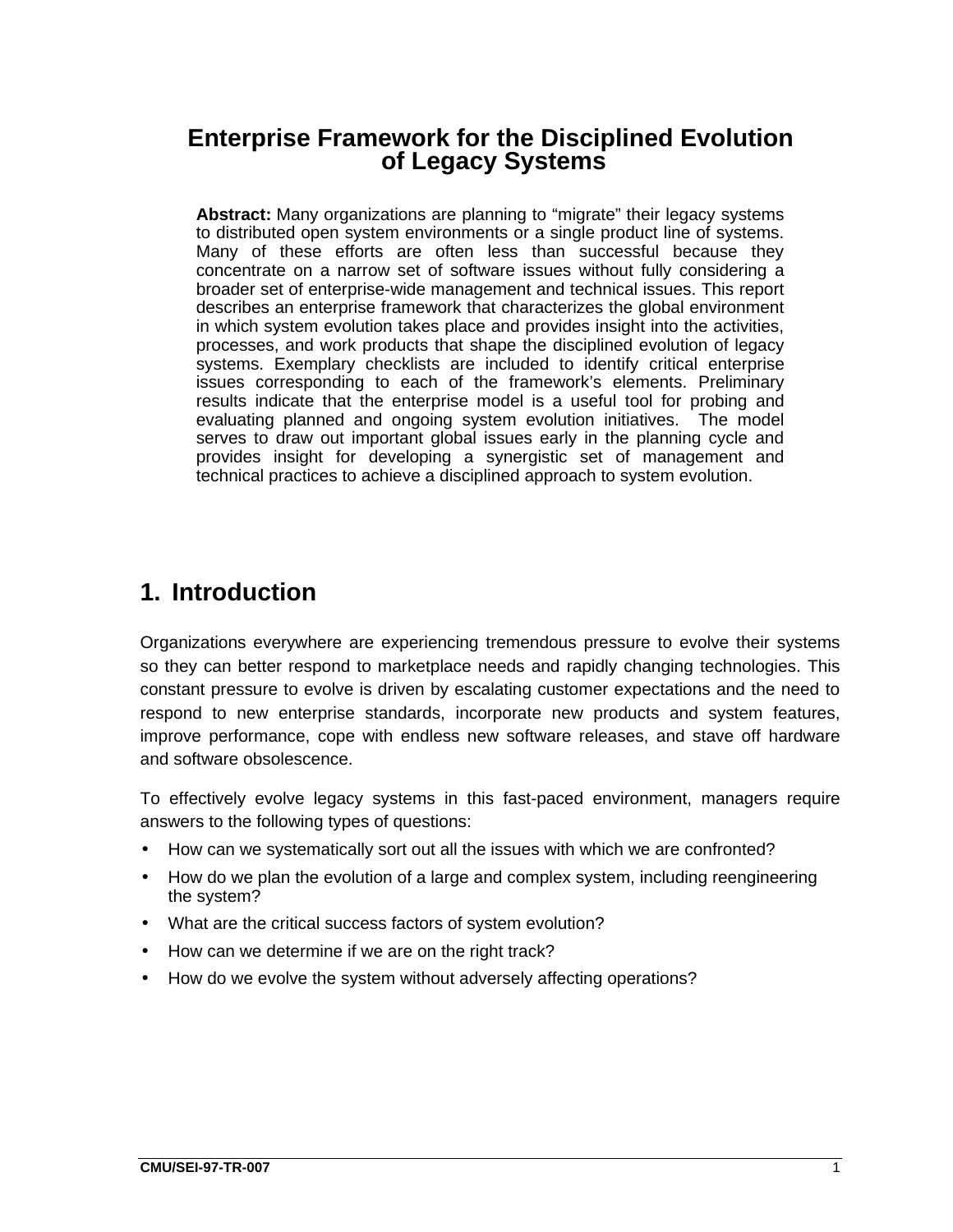# Enterprise Framework for the Disciplined Evolution of Legacy Systems

**Abstract:** Many organizations are planning to “migrate” their legacy systems to distributed open system environments or a single product line of systems. Many of these efforts are often less than successful because they concentrate on a narrow set of software issues without fully considering a broader set of enterprise-wide management and technical issues. This report describes an enterprise framework that characterizes the global environment in which system evolution takes place and provides insight into the activities, processes, and work products that shape the disciplined evolution of legacy systems. Exemplary checklists are included to identify critical enterprise issues corresponding to each of the framework’s elements. Preliminary results indicate that the enterprise model is a useful tool for probing and evaluating planned and ongoing system evolution initiatives. The model serves to draw out important global issues early in the planning cycle and provides insight for developing a synergistic set of management and technical practices to achieve a disciplined approach to system evolution.

## 1. Introduction

Organizations everywhere are experiencing tremendous pressure to evolve their systems so they can better respond to marketplace needs and rapidly changing technologies. This constant pressure to evolve is driven by escalating customer expectations and the need to respond to new enterprise standards, incorporate new products and system features, improve performance, cope with endless new software releases, and stave off hardware and software obsolescence.

To effectively evolve legacy systems in this fast-paced environment, managers require answers to the following types of questions:

- How can we systematically sort out all the issues with which we are confronted?
- How do we plan the evolution of a large and complex system, including reengineering the system?
- What are the critical success factors of system evolution?
- How can we determine if we are on the right track?
- How do we evolve the system without adversely affecting operations?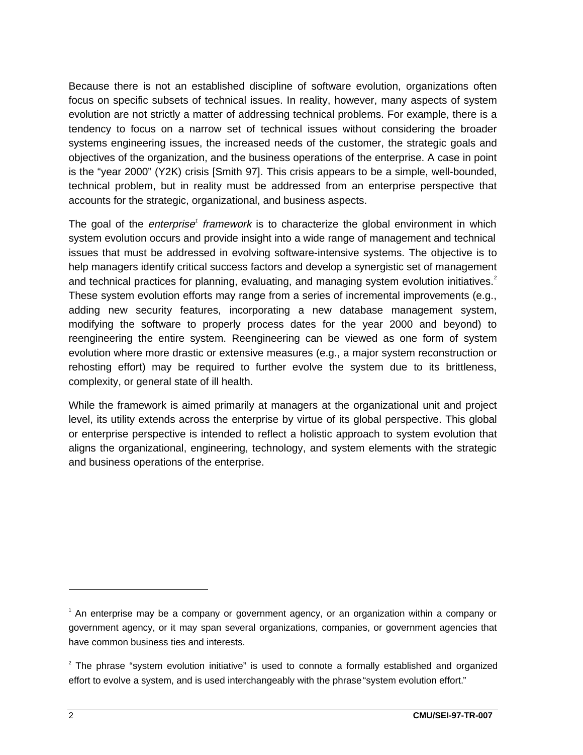Because there is not an established discipline of software evolution, organizations often focus on specific subsets of technical issues. In reality, however, many aspects of system evolution are not strictly a matter of addressing technical problems. For example, there is a tendency to focus on a narrow set of technical issues without considering the broader systems engineering issues, the increased needs of the customer, the strategic goals and objectives of the organization, and the business operations of the enterprise. A case in point is the "year 2000" (Y2K) crisis [Smith 97]. This crisis appears to be a simple, well-bounded, technical problem, but in reality must be addressed from an enterprise perspective that accounts for the strategic, organizational, and business aspects.

The goal of the *enterprise*[1] *framework* is to characterize the global environment in which system evolution occurs and provide insight into a wide range of management and technical issues that must be addressed in evolving software-intensive systems. The objective is to help managers identify critical success factors and develop a synergistic set of management and technical practices for planning, evaluating, and managing system evolution initiatives.[2] These system evolution efforts may range from a series of incremental improvements (e.g., adding new security features, incorporating a new database management system, modifying the software to properly process dates for the year 2000 and beyond) to reengineering the entire system. Reengineering can be viewed as one form of system evolution where more drastic or extensive measures (e.g., a major system reconstruction or rehosting effort) may be required to further evolve the system due to its brittleness, complexity, or general state of ill health.

While the framework is aimed primarily at managers at the organizational unit and project level, its utility extends across the enterprise by virtue of its global perspective. This global or enterprise perspective is intended to reflect a holistic approach to system evolution that aligns the organizational, engineering, technology, and system elements with the strategic and business operations of the enterprise.

---

[1] An enterprise may be a company or government agency, or an organization within a company or government agency, or it may span several organizations, companies, or government agencies that have common business ties and interests.

[2] The phrase "system evolution initiative" is used to connote a formally established and organized effort to evolve a system, and is used interchangeably with the phrase "system evolution effort."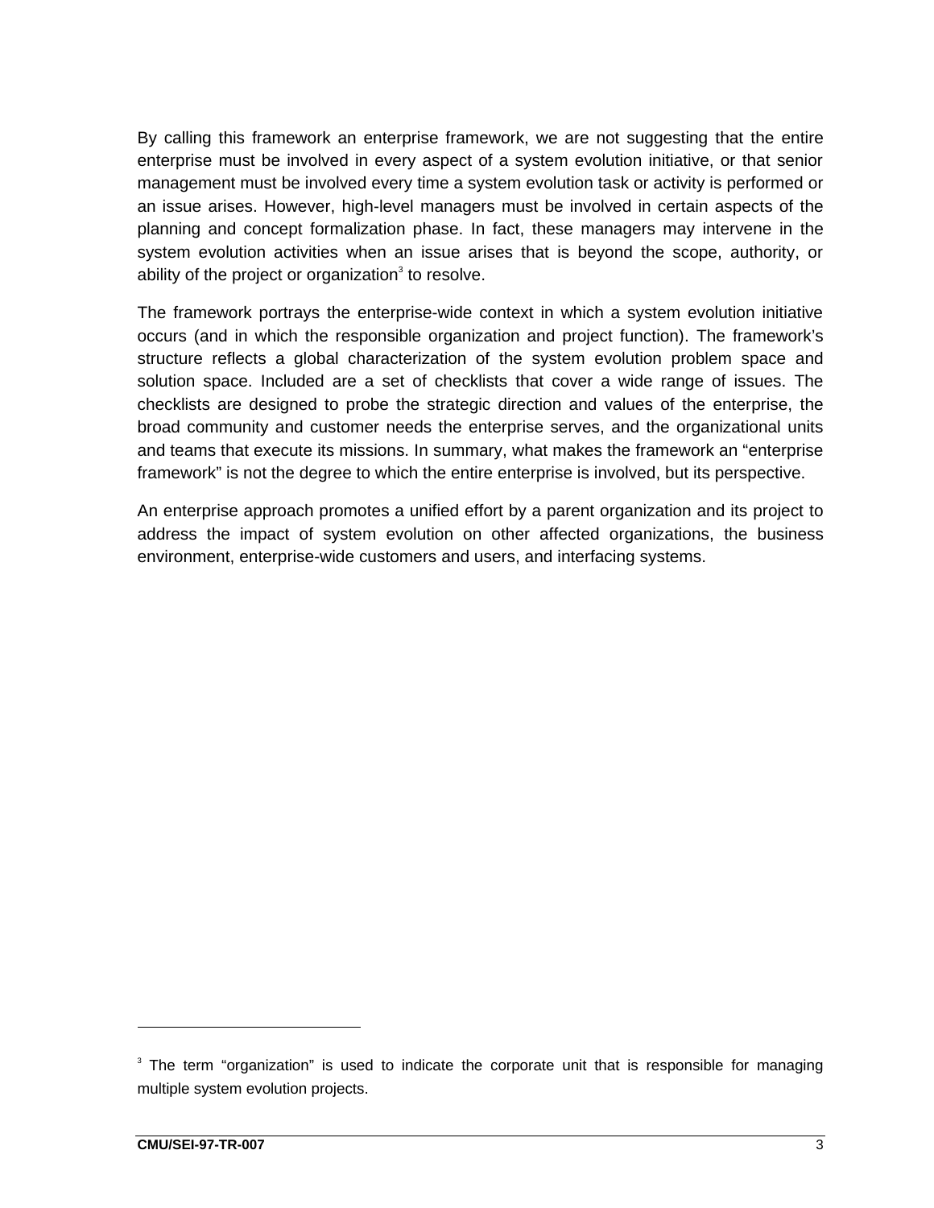By calling this framework an enterprise framework, we are not suggesting that the entire enterprise must be involved in every aspect of a system evolution initiative, or that senior management must be involved every time a system evolution task or activity is performed or an issue arises. However, high-level managers must be involved in certain aspects of the planning and concept formalization phase. In fact, these managers may intervene in the system evolution activities when an issue arises that is beyond the scope, authority, or ability of the project or organization[3] to resolve.

The framework portrays the enterprise-wide context in which a system evolution initiative occurs (and in which the responsible organization and project function). The framework's structure reflects a global characterization of the system evolution problem space and solution space. Included are a set of checklists that cover a wide range of issues. The checklists are designed to probe the strategic direction and values of the enterprise, the broad community and customer needs the enterprise serves, and the organizational units and teams that execute its missions. In summary, what makes the framework an "enterprise framework" is not the degree to which the entire enterprise is involved, but its perspective.

An enterprise approach promotes a unified effort by a parent organization and its project to address the impact of system evolution on other affected organizations, the business environment, enterprise-wide customers and users, and interfacing systems.

---

[3] The term "organization" is used to indicate the corporate unit that is responsible for managing multiple system evolution projects.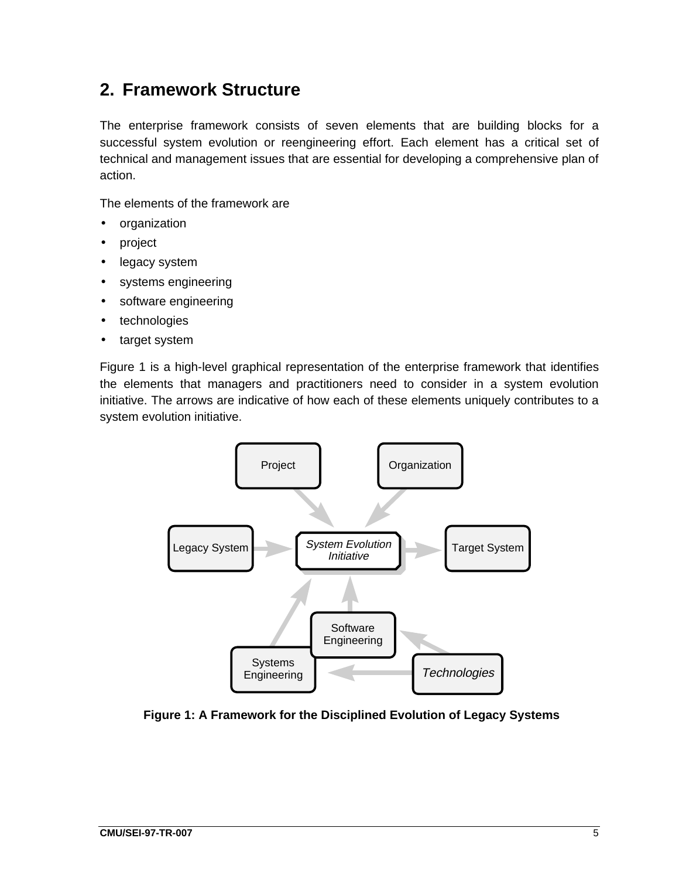## 2. Framework Structure

The enterprise framework consists of seven elements that are building blocks for a successful system evolution or reengineering effort. Each element has a critical set of technical and management issues that are essential for developing a comprehensive plan of action.

The elements of the framework are

- organization
- project
- legacy system
- systems engineering
- software engineering
- technologies
- target system

Figure 1 is a high-level graphical representation of the enterprise framework that identifies the elements that managers and practitioners need to consider in a system evolution initiative. The arrows are indicative of how each of these elements uniquely contributes to a system evolution initiative.

**Figure 1: A Framework for the Disciplined Evolution of Legacy Systems**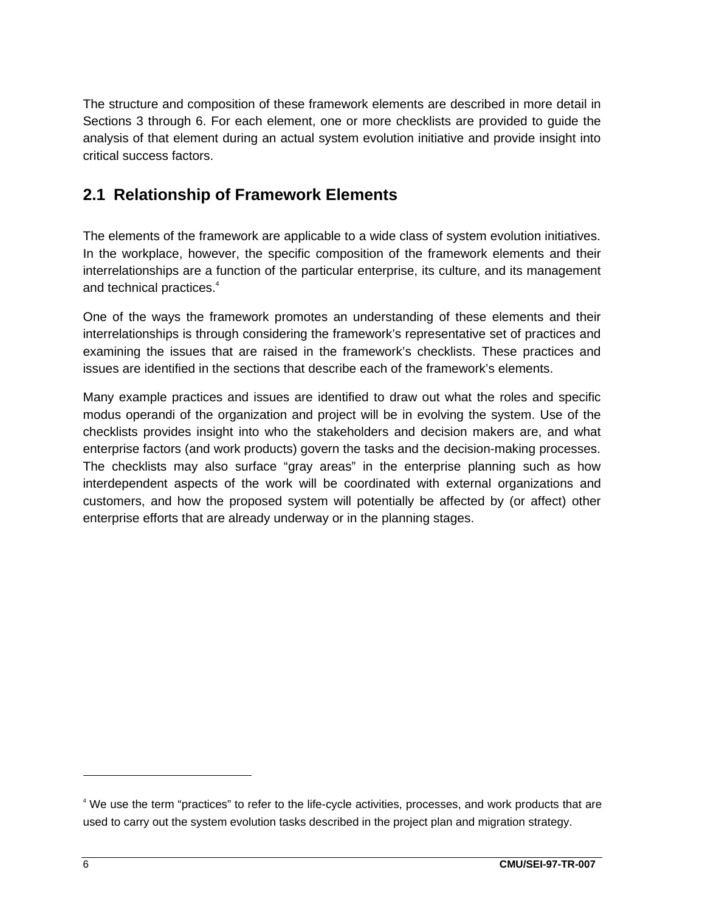The structure and composition of these framework elements are described in more detail in Sections 3 through 6. For each element, one or more checklists are provided to guide the analysis of that element during an actual system evolution initiative and provide insight into critical success factors.

## 2.1 Relationship of Framework Elements

The elements of the framework are applicable to a wide class of system evolution initiatives. In the workplace, however, the specific composition of the framework elements and their interrelationships are a function of the particular enterprise, its culture, and its management and technical practices.[4]

One of the ways the framework promotes an understanding of these elements and their interrelationships is through considering the framework's representative set of practices and examining the issues that are raised in the framework's checklists. These practices and issues are identified in the sections that describe each of the framework's elements.

Many example practices and issues are identified to draw out what the roles and specific modus operandi of the organization and project will be in evolving the system. Use of the checklists provides insight into who the stakeholders and decision makers are, and what enterprise factors (and work products) govern the tasks and the decision-making processes. The checklists may also surface "gray areas" in the enterprise planning such as how interdependent aspects of the work will be coordinated with external organizations and customers, and how the proposed system will potentially be affected by (or affect) other enterprise efforts that are already underway or in the planning stages.

---

[4] We use the term "practices" to refer to the life-cycle activities, processes, and work products that are used to carry out the system evolution tasks described in the project plan and migration strategy.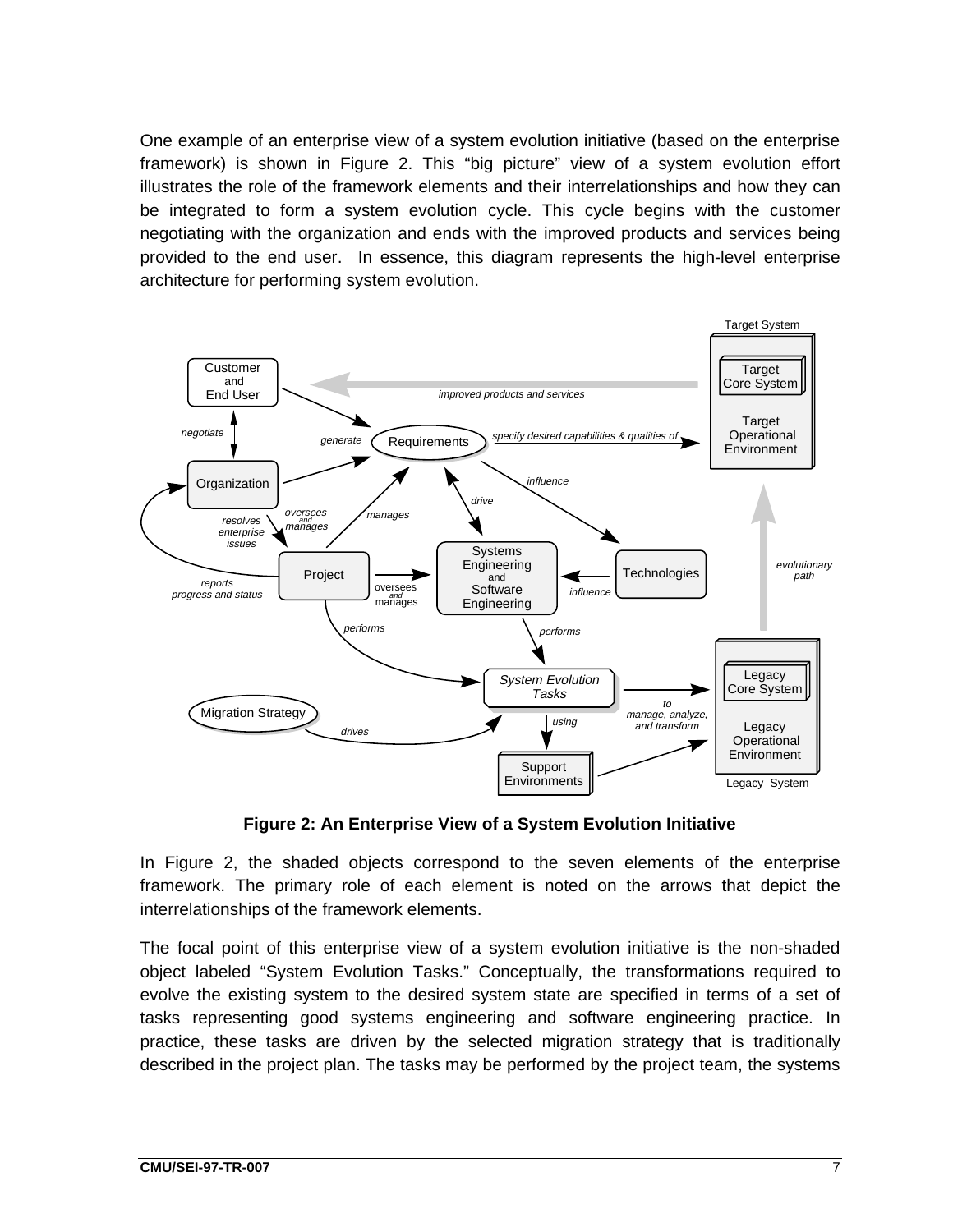One example of an enterprise view of a system evolution initiative (based on the enterprise framework) is shown in Figure 2. This "big picture" view of a system evolution effort illustrates the role of the framework elements and their interrelationships and how they can be integrated to form a system evolution cycle. This cycle begins with the customer negotiating with the organization and ends with the improved products and services being provided to the end user. In essence, this diagram represents the high-level enterprise architecture for performing system evolution.

**Figure 2: An Enterprise View of a System Evolution Initiative**

In Figure 2, the shaded objects correspond to the seven elements of the enterprise framework. The primary role of each element is noted on the arrows that depict the interrelationships of the framework elements.

The focal point of this enterprise view of a system evolution initiative is the non-shaded object labeled "System Evolution Tasks." Conceptually, the transformations required to evolve the existing system to the desired system state are specified in terms of a set of tasks representing good systems engineering and software engineering practice. In practice, these tasks are driven by the selected migration strategy that is traditionally described in the project plan. The tasks may be performed by the project team, the systems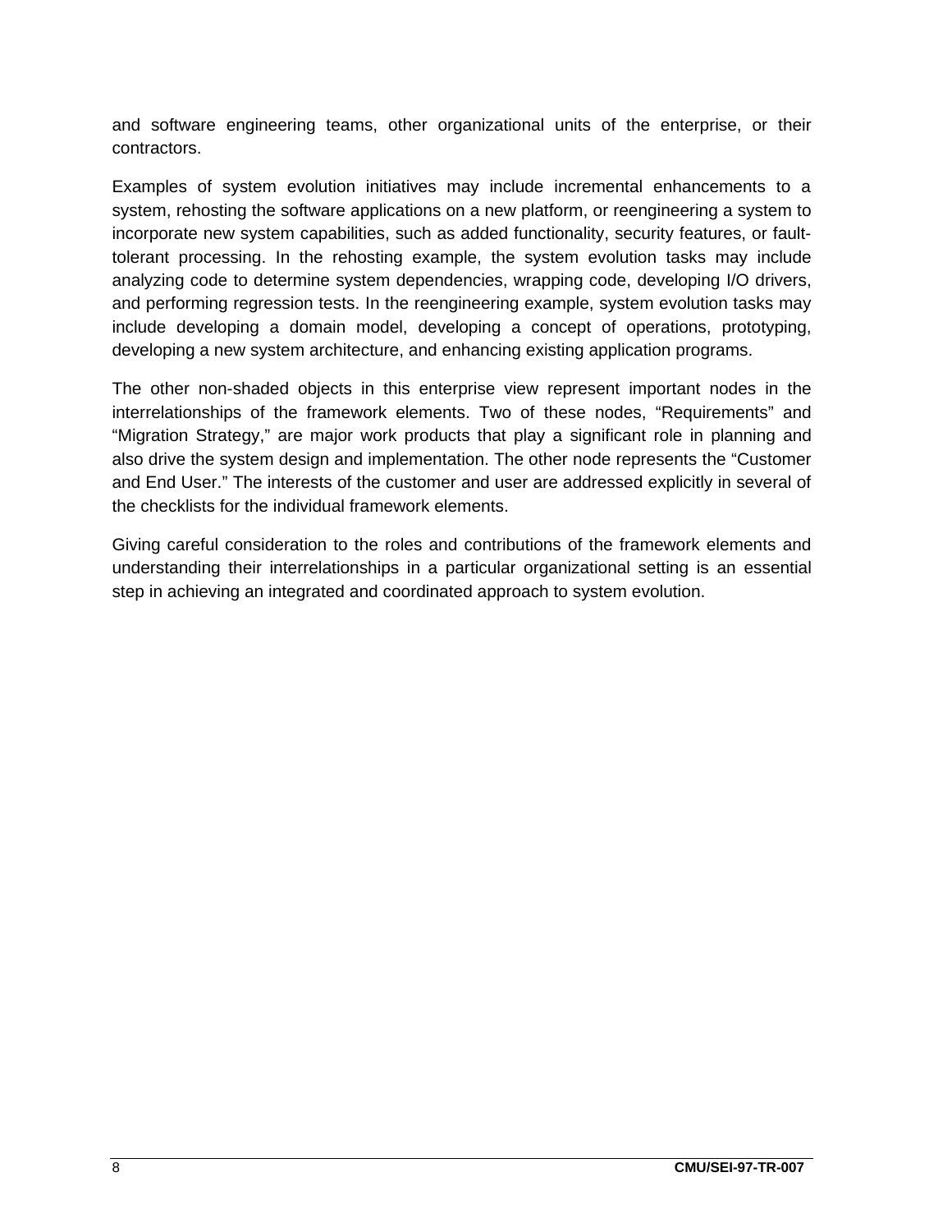and software engineering teams, other organizational units of the enterprise, or their contractors.

Examples of system evolution initiatives may include incremental enhancements to a system, rehosting the software applications on a new platform, or reengineering a system to incorporate new system capabilities, such as added functionality, security features, or fault-tolerant processing. In the rehosting example, the system evolution tasks may include analyzing code to determine system dependencies, wrapping code, developing I/O drivers, and performing regression tests. In the reengineering example, system evolution tasks may include developing a domain model, developing a concept of operations, prototyping, developing a new system architecture, and enhancing existing application programs.

The other non-shaded objects in this enterprise view represent important nodes in the interrelationships of the framework elements. Two of these nodes, "Requirements" and "Migration Strategy," are major work products that play a significant role in planning and also drive the system design and implementation. The other node represents the "Customer and End User." The interests of the customer and user are addressed explicitly in several of the checklists for the individual framework elements.

Giving careful consideration to the roles and contributions of the framework elements and understanding their interrelationships in a particular organizational setting is an essential step in achieving an integrated and coordinated approach to system evolution.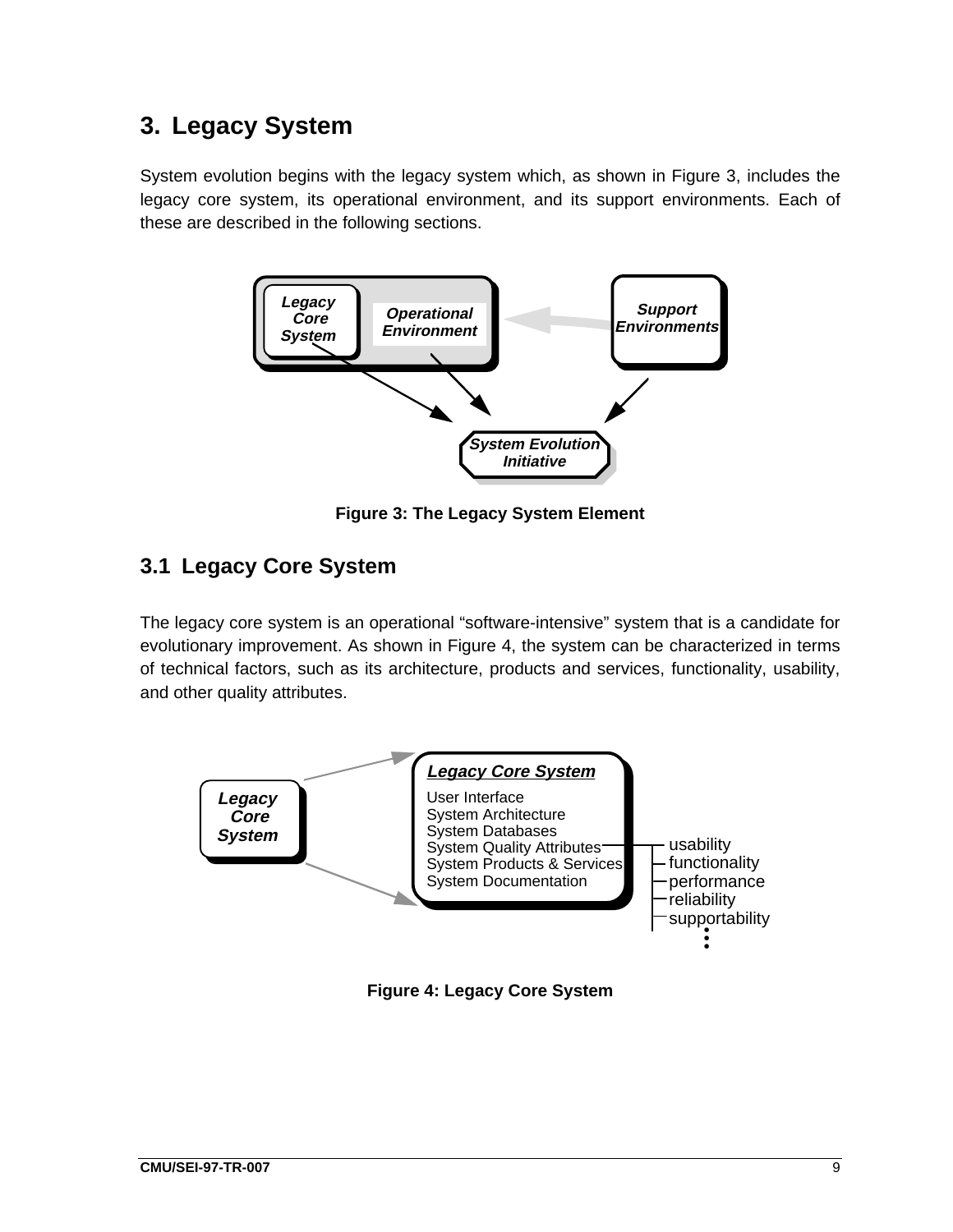# 3. Legacy System

System evolution begins with the legacy system which, as shown in Figure 3, includes the legacy core system, its operational environment, and its support environments. Each of these are described in the following sections.

**Figure 3: The Legacy System Element**

## 3.1 Legacy Core System

The legacy core system is an operational "software-intensive" system that is a candidate for evolutionary improvement. As shown in Figure 4, the system can be characterized in terms of technical factors, such as its architecture, products and services, functionality, usability, and other quality attributes.

**Figure 4: Legacy Core System**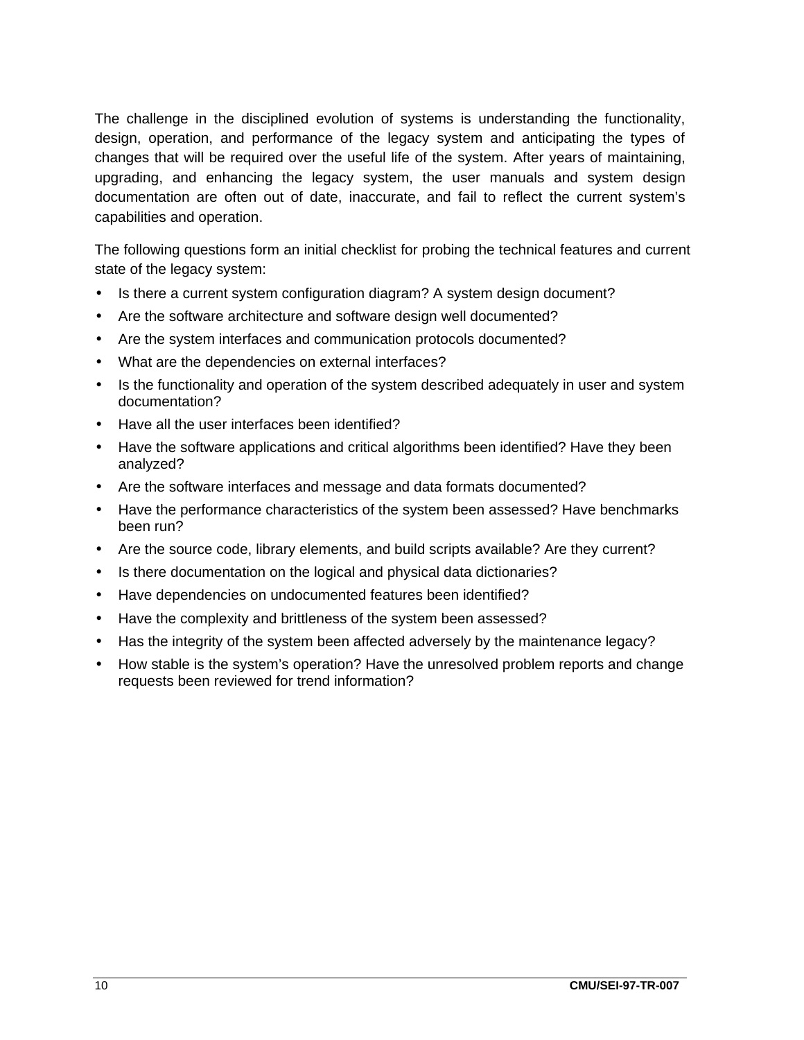The challenge in the disciplined evolution of systems is understanding the functionality, design, operation, and performance of the legacy system and anticipating the types of changes that will be required over the useful life of the system. After years of maintaining, upgrading, and enhancing the legacy system, the user manuals and system design documentation are often out of date, inaccurate, and fail to reflect the current system's capabilities and operation.

The following questions form an initial checklist for probing the technical features and current state of the legacy system:

- Is there a current system configuration diagram? A system design document?
- Are the software architecture and software design well documented?
- Are the system interfaces and communication protocols documented?
- What are the dependencies on external interfaces?
- Is the functionality and operation of the system described adequately in user and system documentation?
- Have all the user interfaces been identified?
- Have the software applications and critical algorithms been identified? Have they been analyzed?
- Are the software interfaces and message and data formats documented?
- Have the performance characteristics of the system been assessed? Have benchmarks been run?
- Are the source code, library elements, and build scripts available? Are they current?
- Is there documentation on the logical and physical data dictionaries?
- Have dependencies on undocumented features been identified?
- Have the complexity and brittleness of the system been assessed?
- Has the integrity of the system been affected adversely by the maintenance legacy?
- How stable is the system's operation? Have the unresolved problem reports and change requests been reviewed for trend information?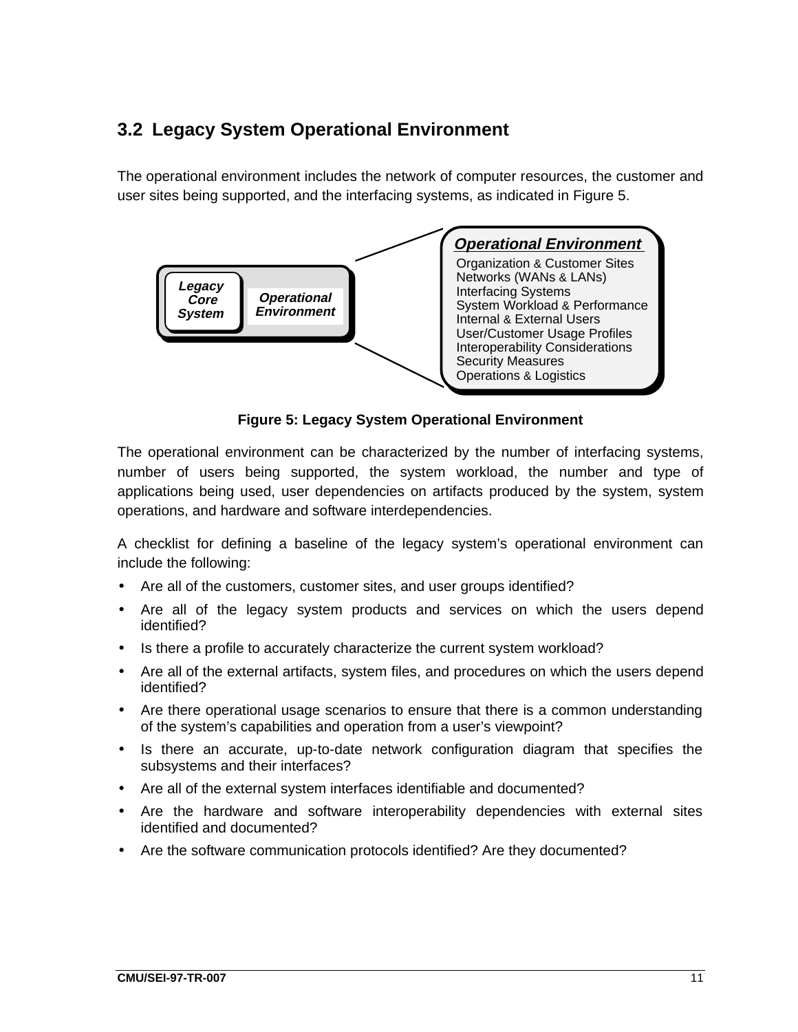## 3.2 Legacy System Operational Environment

The operational environment includes the network of computer resources, the customer and user sites being supported, and the interfacing systems, as indicated in Figure 5.

**Figure 5: Legacy System Operational Environment**

The operational environment can be characterized by the number of interfacing systems, number of users being supported, the system workload, the number and type of applications being used, user dependencies on artifacts produced by the system, system operations, and hardware and software interdependencies.

A checklist for defining a baseline of the legacy system's operational environment can include the following:

- Are all of the customers, customer sites, and user groups identified?
- Are all of the legacy system products and services on which the users depend identified?
- Is there a profile to accurately characterize the current system workload?
- Are all of the external artifacts, system files, and procedures on which the users depend identified?
- Are there operational usage scenarios to ensure that there is a common understanding of the system's capabilities and operation from a user's viewpoint?
- Is there an accurate, up-to-date network configuration diagram that specifies the subsystems and their interfaces?
- Are all of the external system interfaces identifiable and documented?
- Are the hardware and software interoperability dependencies with external sites identified and documented?
- Are the software communication protocols identified? Are they documented?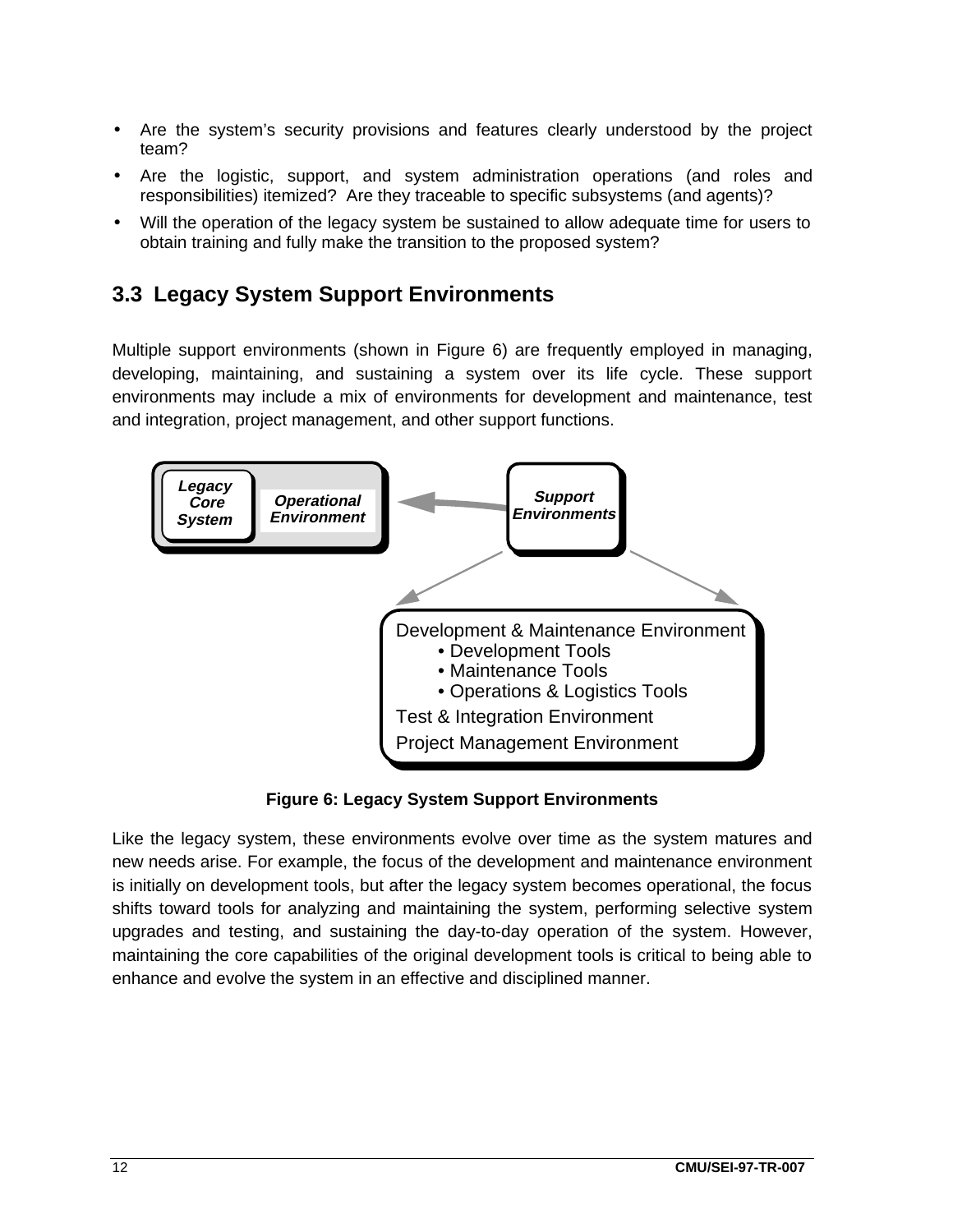- Are the system's security provisions and features clearly understood by the project team?
- Are the logistic, support, and system administration operations (and roles and responsibilities) itemized? Are they traceable to specific subsystems (and agents)?
- Will the operation of the legacy system be sustained to allow adequate time for users to obtain training and fully make the transition to the proposed system?

## 3.3 Legacy System Support Environments

Multiple support environments (shown in Figure 6) are frequently employed in managing, developing, maintaining, and sustaining a system over its life cycle. These support environments may include a mix of environments for development and maintenance, test and integration, project management, and other support functions.

*Legacy Core System* — *Operational Environment* ← *Support Environments*

Development & Maintenance Environment
- Development Tools
- Maintenance Tools
- Operations & Logistics Tools

Test & Integration Environment

Project Management Environment

**Figure 6: Legacy System Support Environments**

Like the legacy system, these environments evolve over time as the system matures and new needs arise. For example, the focus of the development and maintenance environment is initially on development tools, but after the legacy system becomes operational, the focus shifts toward tools for analyzing and maintaining the system, performing selective system upgrades and testing, and sustaining the day-to-day operation of the system. However, maintaining the core capabilities of the original development tools is critical to being able to enhance and evolve the system in an effective and disciplined manner.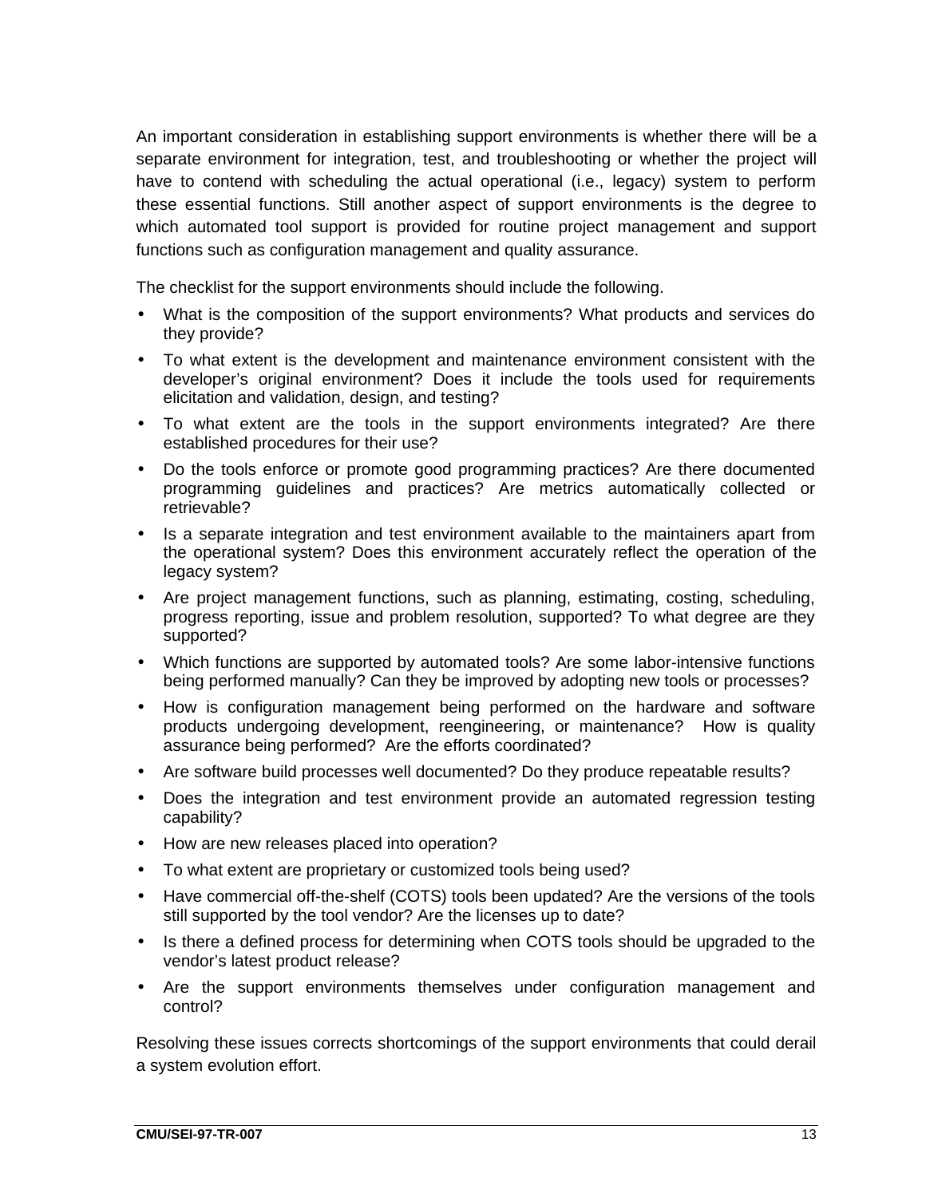An important consideration in establishing support environments is whether there will be a separate environment for integration, test, and troubleshooting or whether the project will have to contend with scheduling the actual operational (i.e., legacy) system to perform these essential functions. Still another aspect of support environments is the degree to which automated tool support is provided for routine project management and support functions such as configuration management and quality assurance.

The checklist for the support environments should include the following.

- What is the composition of the support environments? What products and services do they provide?
- To what extent is the development and maintenance environment consistent with the developer's original environment? Does it include the tools used for requirements elicitation and validation, design, and testing?
- To what extent are the tools in the support environments integrated? Are there established procedures for their use?
- Do the tools enforce or promote good programming practices? Are there documented programming guidelines and practices? Are metrics automatically collected or retrievable?
- Is a separate integration and test environment available to the maintainers apart from the operational system? Does this environment accurately reflect the operation of the legacy system?
- Are project management functions, such as planning, estimating, costing, scheduling, progress reporting, issue and problem resolution, supported? To what degree are they supported?
- Which functions are supported by automated tools? Are some labor-intensive functions being performed manually? Can they be improved by adopting new tools or processes?
- How is configuration management being performed on the hardware and software products undergoing development, reengineering, or maintenance? How is quality assurance being performed? Are the efforts coordinated?
- Are software build processes well documented? Do they produce repeatable results?
- Does the integration and test environment provide an automated regression testing capability?
- How are new releases placed into operation?
- To what extent are proprietary or customized tools being used?
- Have commercial off-the-shelf (COTS) tools been updated? Are the versions of the tools still supported by the tool vendor? Are the licenses up to date?
- Is there a defined process for determining when COTS tools should be upgraded to the vendor's latest product release?
- Are the support environments themselves under configuration management and control?

Resolving these issues corrects shortcomings of the support environments that could derail a system evolution effort.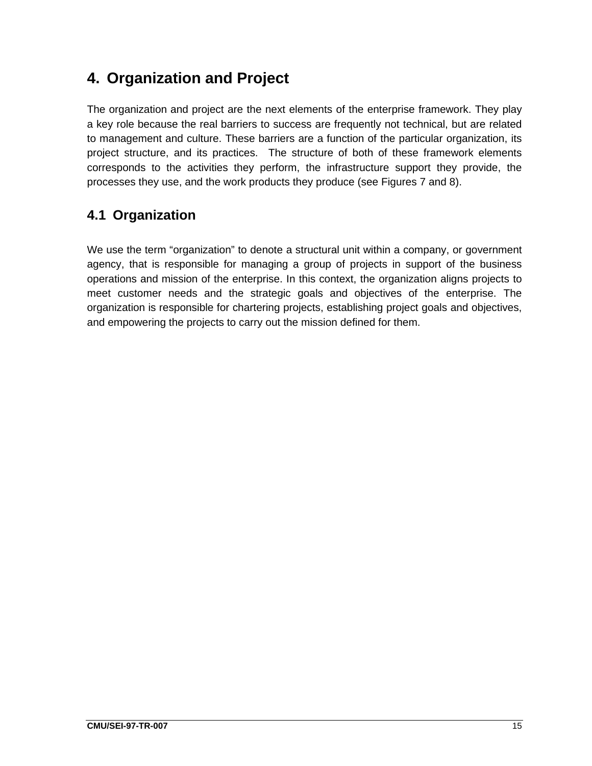# 4. Organization and Project

The organization and project are the next elements of the enterprise framework. They play a key role because the real barriers to success are frequently not technical, but are related to management and culture. These barriers are a function of the particular organization, its project structure, and its practices. The structure of both of these framework elements corresponds to the activities they perform, the infrastructure support they provide, the processes they use, and the work products they produce (see Figures 7 and 8).

## 4.1 Organization

We use the term “organization” to denote a structural unit within a company, or government agency, that is responsible for managing a group of projects in support of the business operations and mission of the enterprise. In this context, the organization aligns projects to meet customer needs and the strategic goals and objectives of the enterprise. The organization is responsible for chartering projects, establishing project goals and objectives, and empowering the projects to carry out the mission defined for them.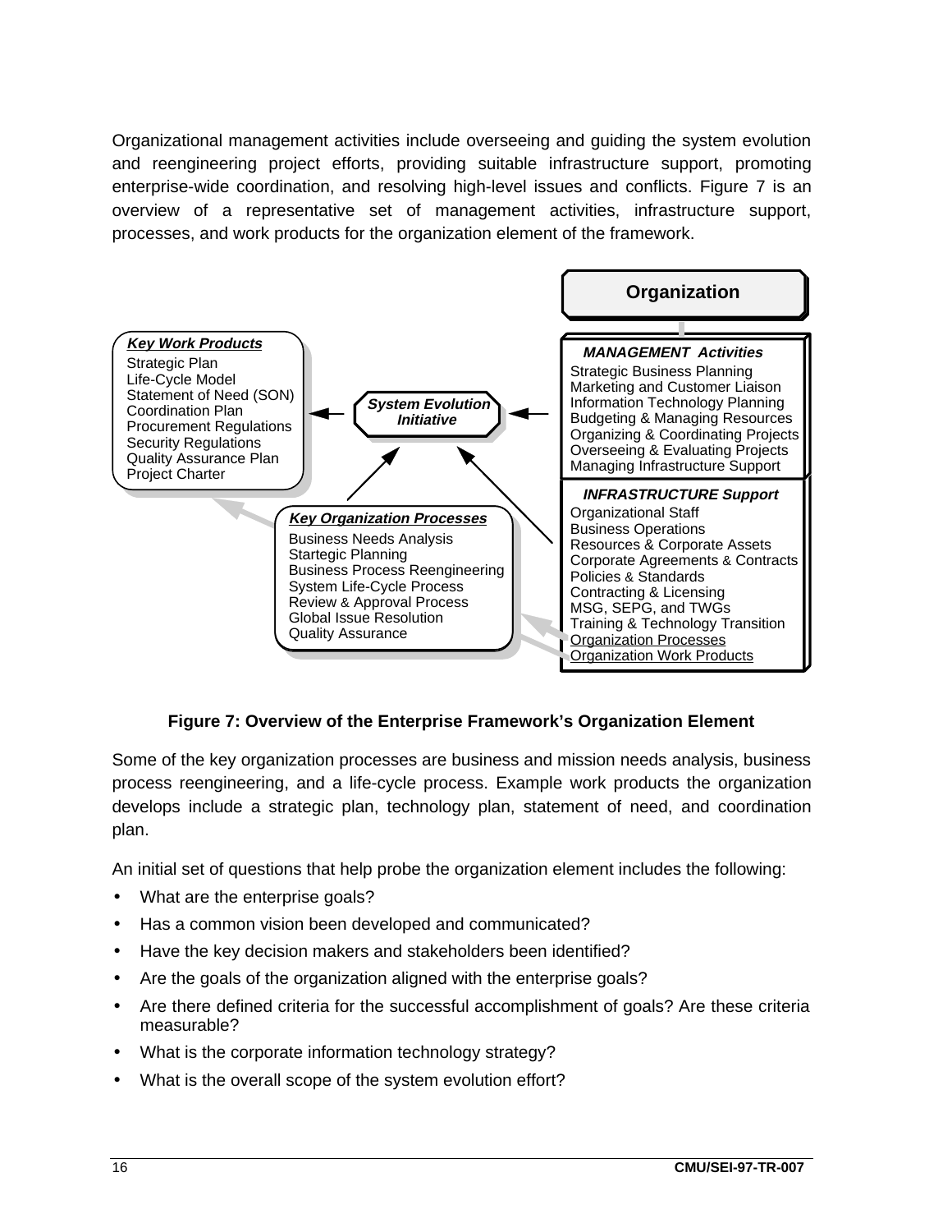Organizational management activities include overseeing and guiding the system evolution and reengineering project efforts, providing suitable infrastructure support, promoting enterprise-wide coordination, and resolving high-level issues and conflicts. Figure 7 is an overview of a representative set of management activities, infrastructure support, processes, and work products for the organization element of the framework.

**Organization**

***MANAGEMENT Activities***
Strategic Business Planning
Marketing and Customer Liaison
Information Technology Planning
Budgeting & Managing Resources
Organizing & Coordinating Projects
Overseeing & Evaluating Projects
Managing Infrastructure Support

***INFRASTRUCTURE Support***
Organizational Staff
Business Operations
Resources & Corporate Assets
Corporate Agreements & Contracts
Policies & Standards
Contracting & Licensing
MSG, SEPG, and TWGs
Training & Technology Transition
Organization Processes
Organization Work Products

***System Evolution Initiative***

***Key Work Products***
Strategic Plan
Life-Cycle Model
Statement of Need (SON)
Coordination Plan
Procurement Regulations
Security Regulations
Quality Assurance Plan
Project Charter

***Key Organization Processes***
Business Needs Analysis
Startegic Planning
Business Process Reengineering
System Life-Cycle Process
Review & Approval Process
Global Issue Resolution
Quality Assurance

**Figure 7: Overview of the Enterprise Framework's Organization Element**

Some of the key organization processes are business and mission needs analysis, business process reengineering, and a life-cycle process. Example work products the organization develops include a strategic plan, technology plan, statement of need, and coordination plan.

An initial set of questions that help probe the organization element includes the following:

- What are the enterprise goals?
- Has a common vision been developed and communicated?
- Have the key decision makers and stakeholders been identified?
- Are the goals of the organization aligned with the enterprise goals?
- Are there defined criteria for the successful accomplishment of goals? Are these criteria measurable?
- What is the corporate information technology strategy?
- What is the overall scope of the system evolution effort?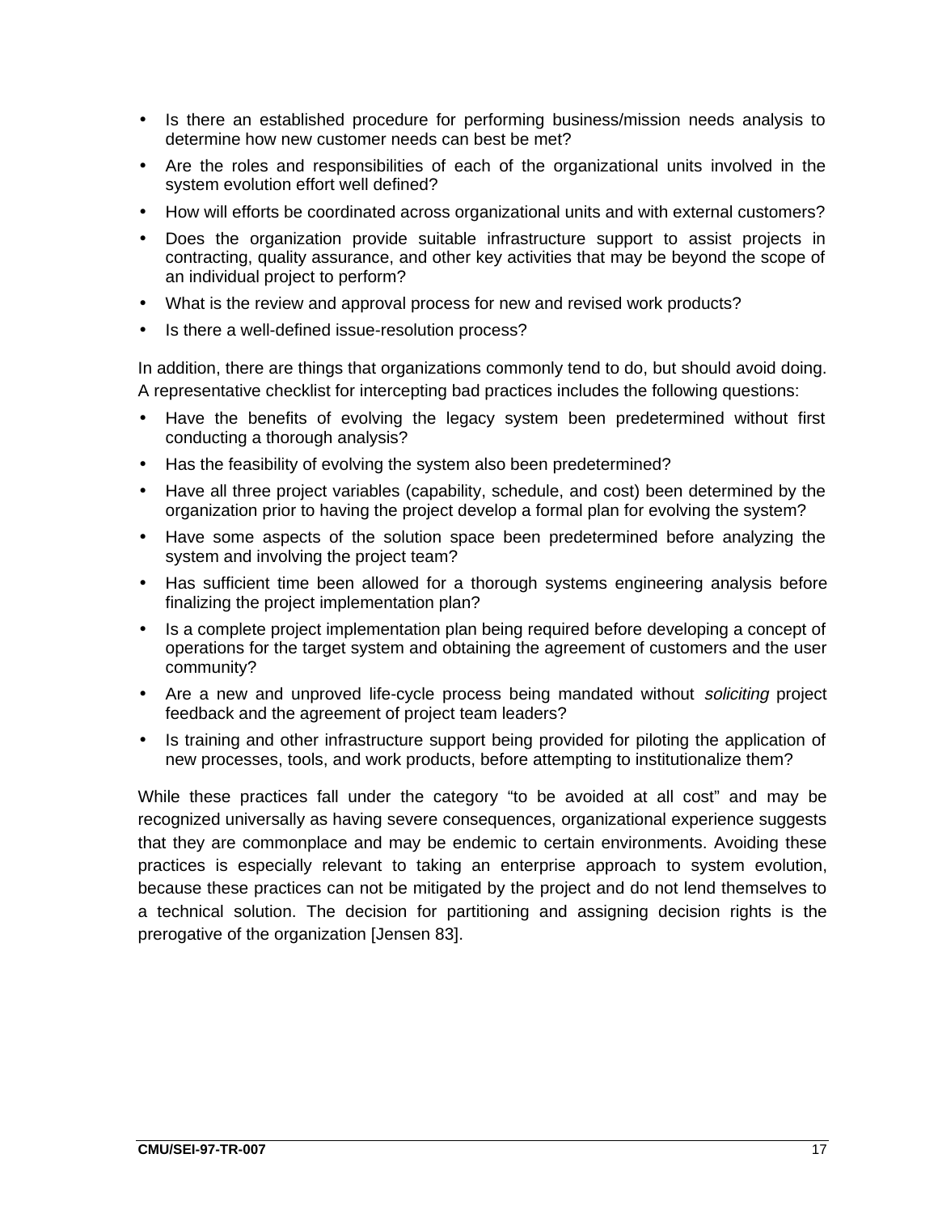- Is there an established procedure for performing business/mission needs analysis to determine how new customer needs can best be met?
- Are the roles and responsibilities of each of the organizational units involved in the system evolution effort well defined?
- How will efforts be coordinated across organizational units and with external customers?
- Does the organization provide suitable infrastructure support to assist projects in contracting, quality assurance, and other key activities that may be beyond the scope of an individual project to perform?
- What is the review and approval process for new and revised work products?
- Is there a well-defined issue-resolution process?

In addition, there are things that organizations commonly tend to do, but should avoid doing. A representative checklist for intercepting bad practices includes the following questions:

- Have the benefits of evolving the legacy system been predetermined without first conducting a thorough analysis?
- Has the feasibility of evolving the system also been predetermined?
- Have all three project variables (capability, schedule, and cost) been determined by the organization prior to having the project develop a formal plan for evolving the system?
- Have some aspects of the solution space been predetermined before analyzing the system and involving the project team?
- Has sufficient time been allowed for a thorough systems engineering analysis before finalizing the project implementation plan?
- Is a complete project implementation plan being required before developing a concept of operations for the target system and obtaining the agreement of customers and the user community?
- Are a new and unproved life-cycle process being mandated without *soliciting* project feedback and the agreement of project team leaders?
- Is training and other infrastructure support being provided for piloting the application of new processes, tools, and work products, before attempting to institutionalize them?

While these practices fall under the category “to be avoided at all cost” and may be recognized universally as having severe consequences, organizational experience suggests that they are commonplace and may be endemic to certain environments. Avoiding these practices is especially relevant to taking an enterprise approach to system evolution, because these practices can not be mitigated by the project and do not lend themselves to a technical solution. The decision for partitioning and assigning decision rights is the prerogative of the organization [Jensen 83].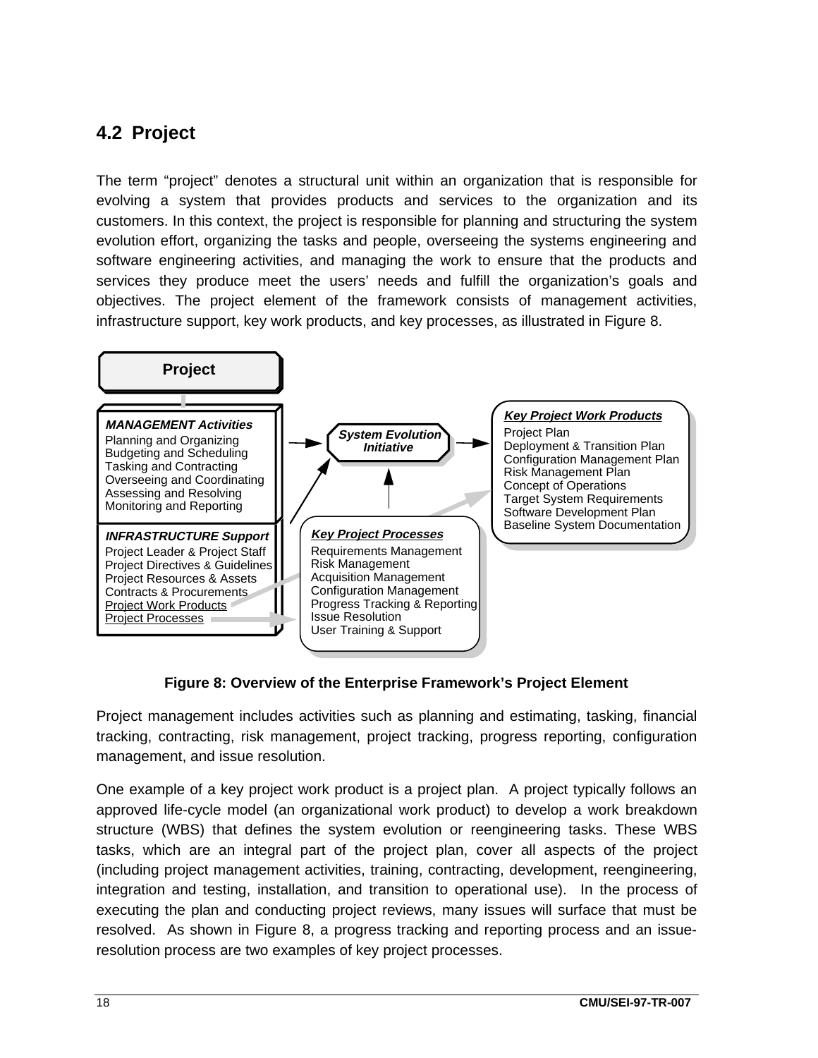## 4.2 Project

The term "project" denotes a structural unit within an organization that is responsible for evolving a system that provides products and services to the organization and its customers. In this context, the project is responsible for planning and structuring the system evolution effort, organizing the tasks and people, overseeing the systems engineering and software engineering activities, and managing the work to ensure that the products and services they produce meet the users' needs and fulfill the organization's goals and objectives. The project element of the framework consists of management activities, infrastructure support, key work products, and key processes, as illustrated in Figure 8.

**Project**

***MANAGEMENT Activities***
- Planning and Organizing
- Budgeting and Scheduling
- Tasking and Contracting
- Overseeing and Coordinating
- Assessing and Resolving
- Monitoring and Reporting

***INFRASTRUCTURE Support***
- Project Leader & Project Staff
- Project Directives & Guidelines
- Project Resources & Assets
- Contracts & Procurements
- Project Work Products
- Project Processes

***System Evolution Initiative***

***Key Project Work Products***
- Project Plan
- Deployment & Transition Plan
- Configuration Management Plan
- Risk Management Plan
- Concept of Operations
- Target System Requirements
- Software Development Plan
- Baseline System Documentation

***Key Project Processes***
- Requirements Management
- Risk Management
- Acquisition Management
- Configuration Management
- Progress Tracking & Reporting
- Issue Resolution
- User Training & Support

**Figure 8: Overview of the Enterprise Framework's Project Element**

Project management includes activities such as planning and estimating, tasking, financial tracking, contracting, risk management, project tracking, progress reporting, configuration management, and issue resolution.

One example of a key project work product is a project plan. A project typically follows an approved life-cycle model (an organizational work product) to develop a work breakdown structure (WBS) that defines the system evolution or reengineering tasks. These WBS tasks, which are an integral part of the project plan, cover all aspects of the project (including project management activities, training, contracting, development, reengineering, integration and testing, installation, and transition to operational use). In the process of executing the plan and conducting project reviews, many issues will surface that must be resolved. As shown in Figure 8, a progress tracking and reporting process and an issue-resolution process are two examples of key project processes.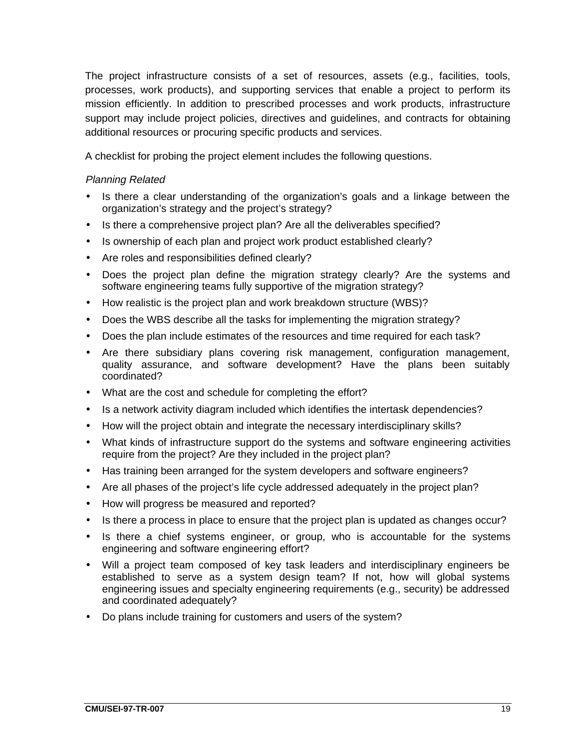The project infrastructure consists of a set of resources, assets (e.g., facilities, tools, processes, work products), and supporting services that enable a project to perform its mission efficiently. In addition to prescribed processes and work products, infrastructure support may include project policies, directives and guidelines, and contracts for obtaining additional resources or procuring specific products and services.

A checklist for probing the project element includes the following questions.

*Planning Related*

- Is there a clear understanding of the organization's goals and a linkage between the organization's strategy and the project's strategy?
- Is there a comprehensive project plan? Are all the deliverables specified?
- Is ownership of each plan and project work product established clearly?
- Are roles and responsibilities defined clearly?
- Does the project plan define the migration strategy clearly? Are the systems and software engineering teams fully supportive of the migration strategy?
- How realistic is the project plan and work breakdown structure (WBS)?
- Does the WBS describe all the tasks for implementing the migration strategy?
- Does the plan include estimates of the resources and time required for each task?
- Are there subsidiary plans covering risk management, configuration management, quality assurance, and software development? Have the plans been suitably coordinated?
- What are the cost and schedule for completing the effort?
- Is a network activity diagram included which identifies the intertask dependencies?
- How will the project obtain and integrate the necessary interdisciplinary skills?
- What kinds of infrastructure support do the systems and software engineering activities require from the project? Are they included in the project plan?
- Has training been arranged for the system developers and software engineers?
- Are all phases of the project's life cycle addressed adequately in the project plan?
- How will progress be measured and reported?
- Is there a process in place to ensure that the project plan is updated as changes occur?
- Is there a chief systems engineer, or group, who is accountable for the systems engineering and software engineering effort?
- Will a project team composed of key task leaders and interdisciplinary engineers be established to serve as a system design team? If not, how will global systems engineering issues and specialty engineering requirements (e.g., security) be addressed and coordinated adequately?
- Do plans include training for customers and users of the system?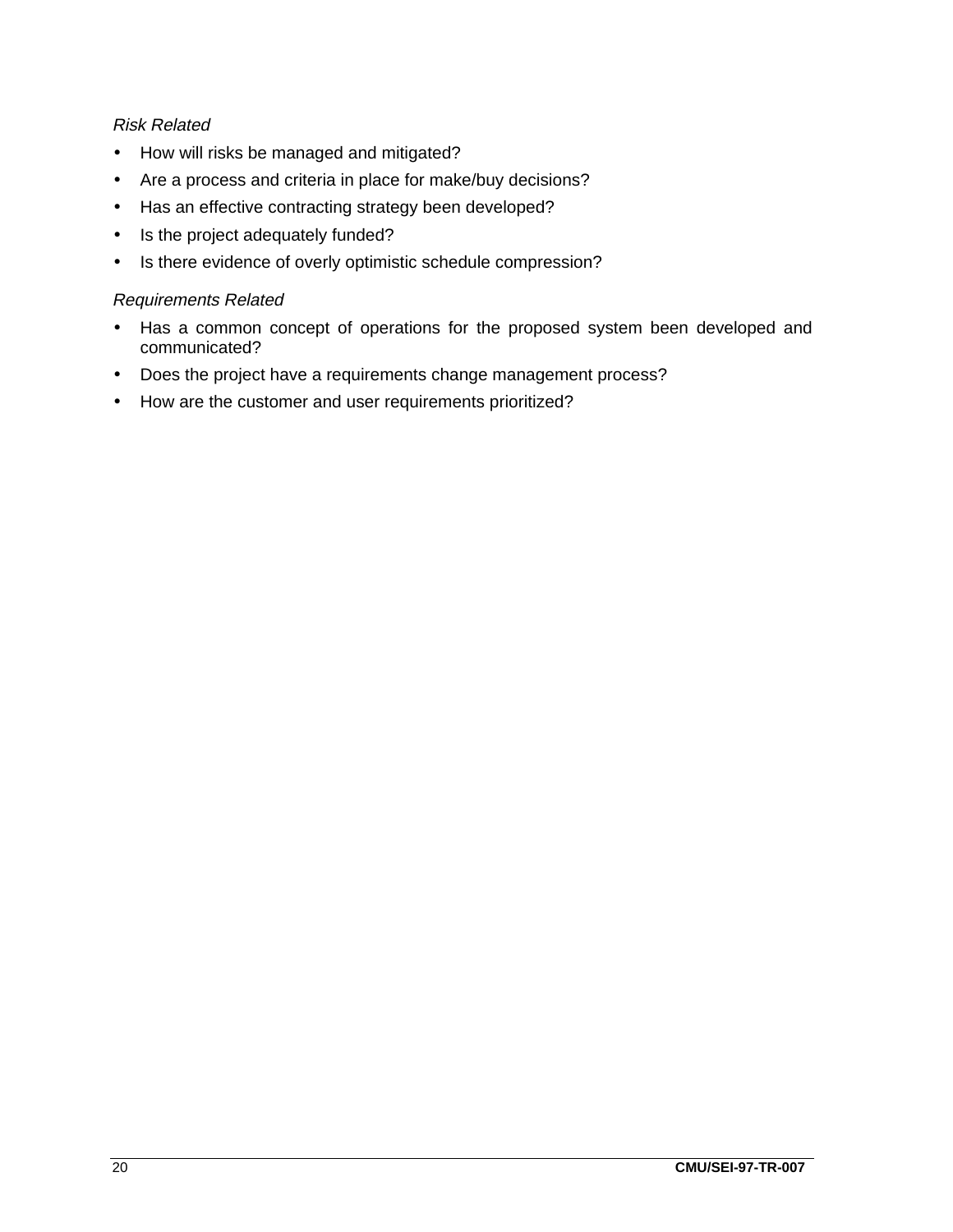*Risk Related*

- How will risks be managed and mitigated?
- Are a process and criteria in place for make/buy decisions?
- Has an effective contracting strategy been developed?
- Is the project adequately funded?
- Is there evidence of overly optimistic schedule compression?

*Requirements Related*

- Has a common concept of operations for the proposed system been developed and communicated?
- Does the project have a requirements change management process?
- How are the customer and user requirements prioritized?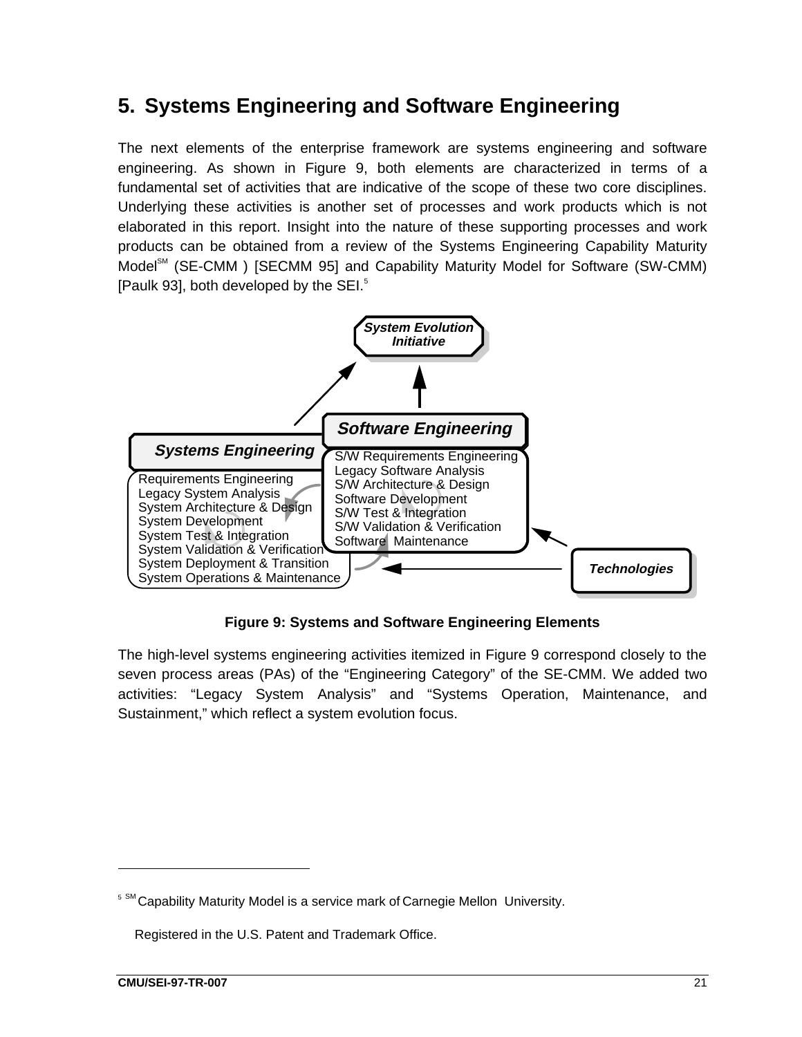# 5. Systems Engineering and Software Engineering

The next elements of the enterprise framework are systems engineering and software engineering. As shown in Figure 9, both elements are characterized in terms of a fundamental set of activities that are indicative of the scope of these two core disciplines. Underlying these activities is another set of processes and work products which is not elaborated in this report. Insight into the nature of these supporting processes and work products can be obtained from a review of the Systems Engineering Capability Maturity Model[SM] (SE-CMM ) [SECMM 95] and Capability Maturity Model for Software (SW-CMM) [Paulk 93], both developed by the SEI.[5]

System Evolution Initiative

**Systems Engineering**

- Requirements Engineering
- Legacy System Analysis
- System Architecture & Design
- System Development
- System Test & Integration
- System Validation & Verification
- System Deployment & Transition
- System Operations & Maintenance

**Software Engineering**

- S/W Requirements Engineering
- Legacy Software Analysis
- S/W Architecture & Design
- Software Development
- S/W Test & Integration
- S/W Validation & Verification
- Software Maintenance

Technologies

**Figure 9: Systems and Software Engineering Elements**

The high-level systems engineering activities itemized in Figure 9 correspond closely to the seven process areas (PAs) of the "Engineering Category" of the SE-CMM. We added two activities: "Legacy System Analysis" and "Systems Operation, Maintenance, and Sustainment," which reflect a system evolution focus.

---

[5] SM Capability Maturity Model is a service mark of Carnegie Mellon University.

Registered in the U.S. Patent and Trademark Office.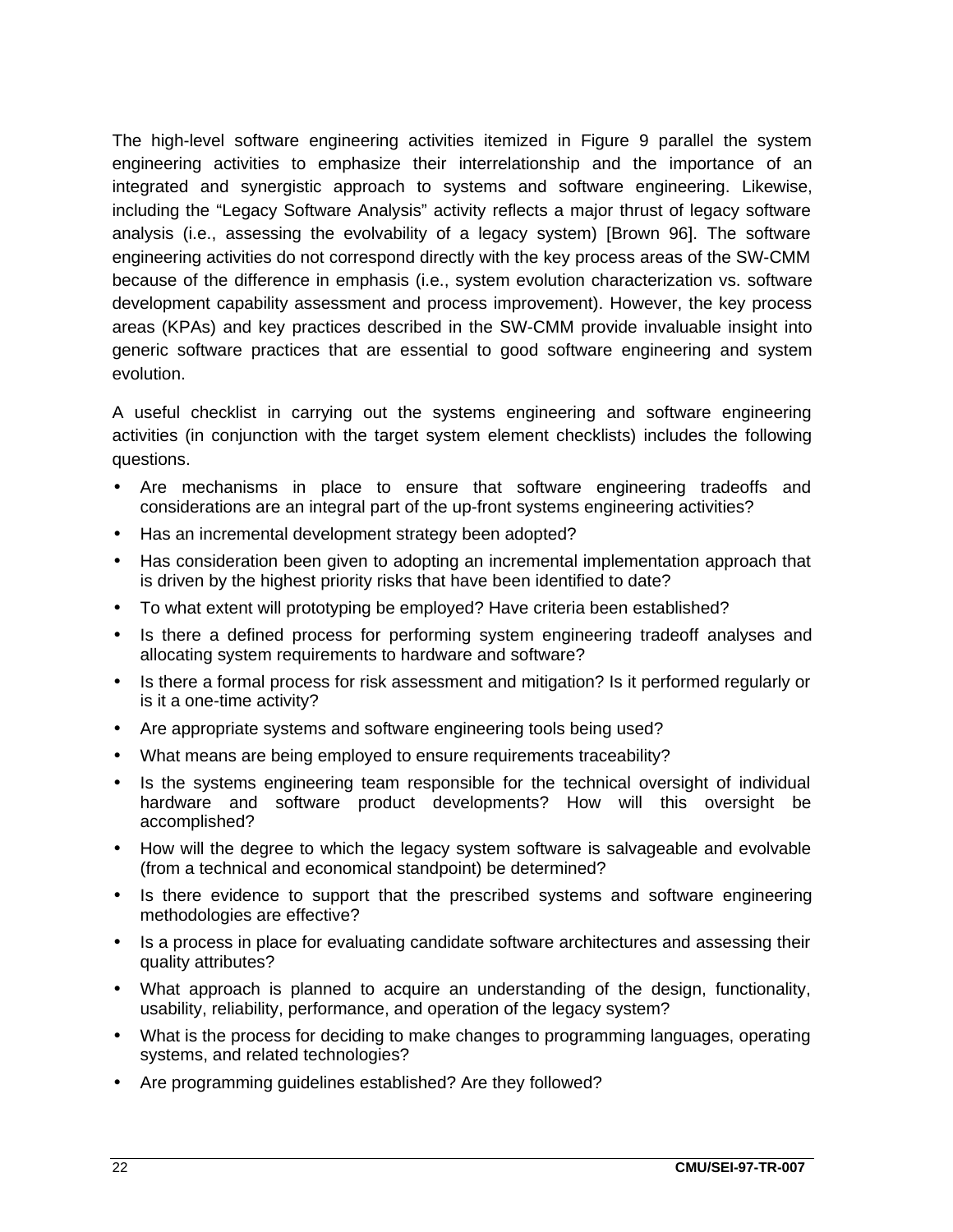The high-level software engineering activities itemized in Figure 9 parallel the system engineering activities to emphasize their interrelationship and the importance of an integrated and synergistic approach to systems and software engineering. Likewise, including the “Legacy Software Analysis” activity reflects a major thrust of legacy software analysis (i.e., assessing the evolvability of a legacy system) [Brown 96]. The software engineering activities do not correspond directly with the key process areas of the SW-CMM because of the difference in emphasis (i.e., system evolution characterization vs. software development capability assessment and process improvement). However, the key process areas (KPAs) and key practices described in the SW-CMM provide invaluable insight into generic software practices that are essential to good software engineering and system evolution.

A useful checklist in carrying out the systems engineering and software engineering activities (in conjunction with the target system element checklists) includes the following questions.

- Are mechanisms in place to ensure that software engineering tradeoffs and considerations are an integral part of the up-front systems engineering activities?
- Has an incremental development strategy been adopted?
- Has consideration been given to adopting an incremental implementation approach that is driven by the highest priority risks that have been identified to date?
- To what extent will prototyping be employed? Have criteria been established?
- Is there a defined process for performing system engineering tradeoff analyses and allocating system requirements to hardware and software?
- Is there a formal process for risk assessment and mitigation? Is it performed regularly or is it a one-time activity?
- Are appropriate systems and software engineering tools being used?
- What means are being employed to ensure requirements traceability?
- Is the systems engineering team responsible for the technical oversight of individual hardware and software product developments? How will this oversight be accomplished?
- How will the degree to which the legacy system software is salvageable and evolvable (from a technical and economical standpoint) be determined?
- Is there evidence to support that the prescribed systems and software engineering methodologies are effective?
- Is a process in place for evaluating candidate software architectures and assessing their quality attributes?
- What approach is planned to acquire an understanding of the design, functionality, usability, reliability, performance, and operation of the legacy system?
- What is the process for deciding to make changes to programming languages, operating systems, and related technologies?
- Are programming guidelines established? Are they followed?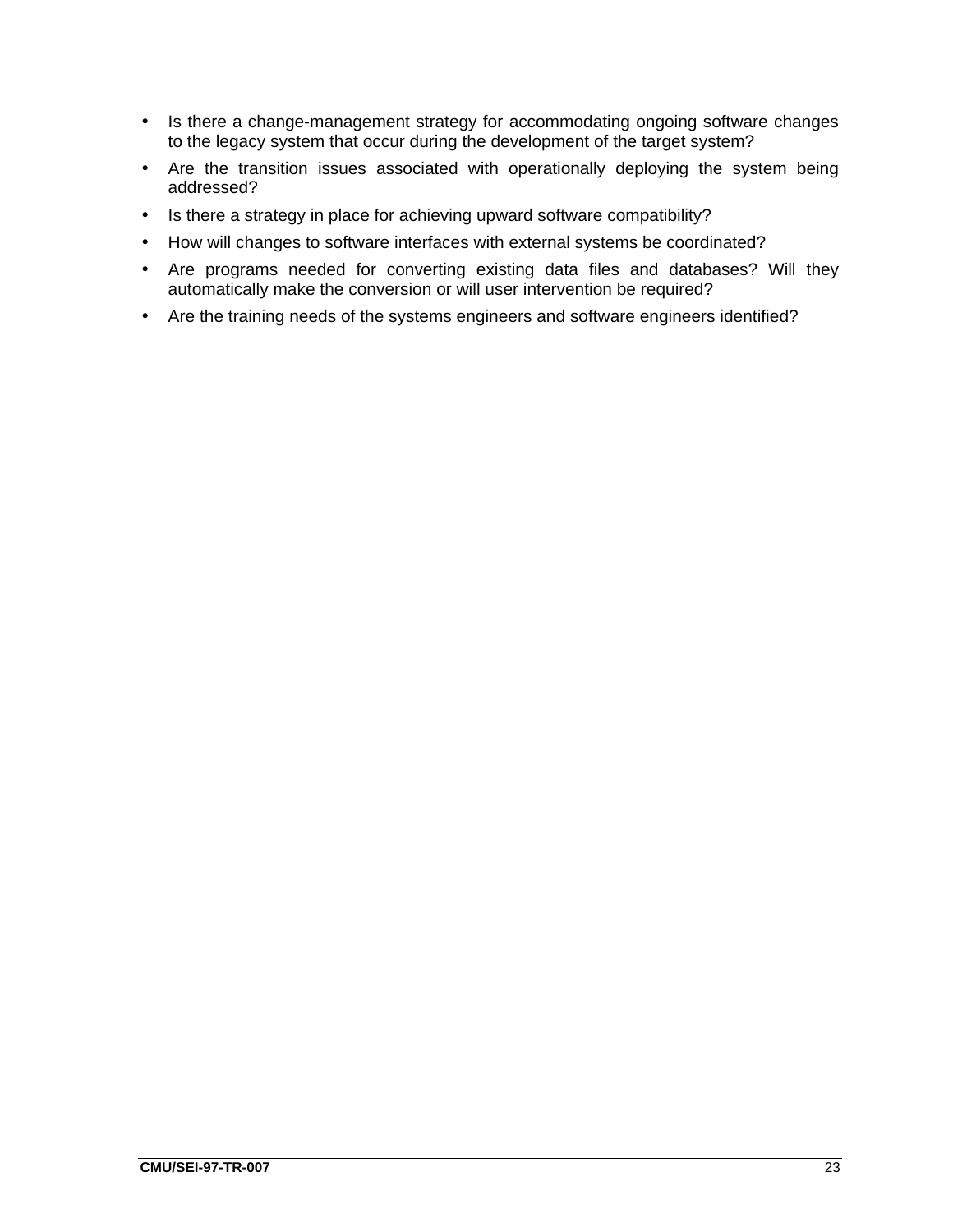- Is there a change-management strategy for accommodating ongoing software changes to the legacy system that occur during the development of the target system?
- Are the transition issues associated with operationally deploying the system being addressed?
- Is there a strategy in place for achieving upward software compatibility?
- How will changes to software interfaces with external systems be coordinated?
- Are programs needed for converting existing data files and databases? Will they automatically make the conversion or will user intervention be required?
- Are the training needs of the systems engineers and software engineers identified?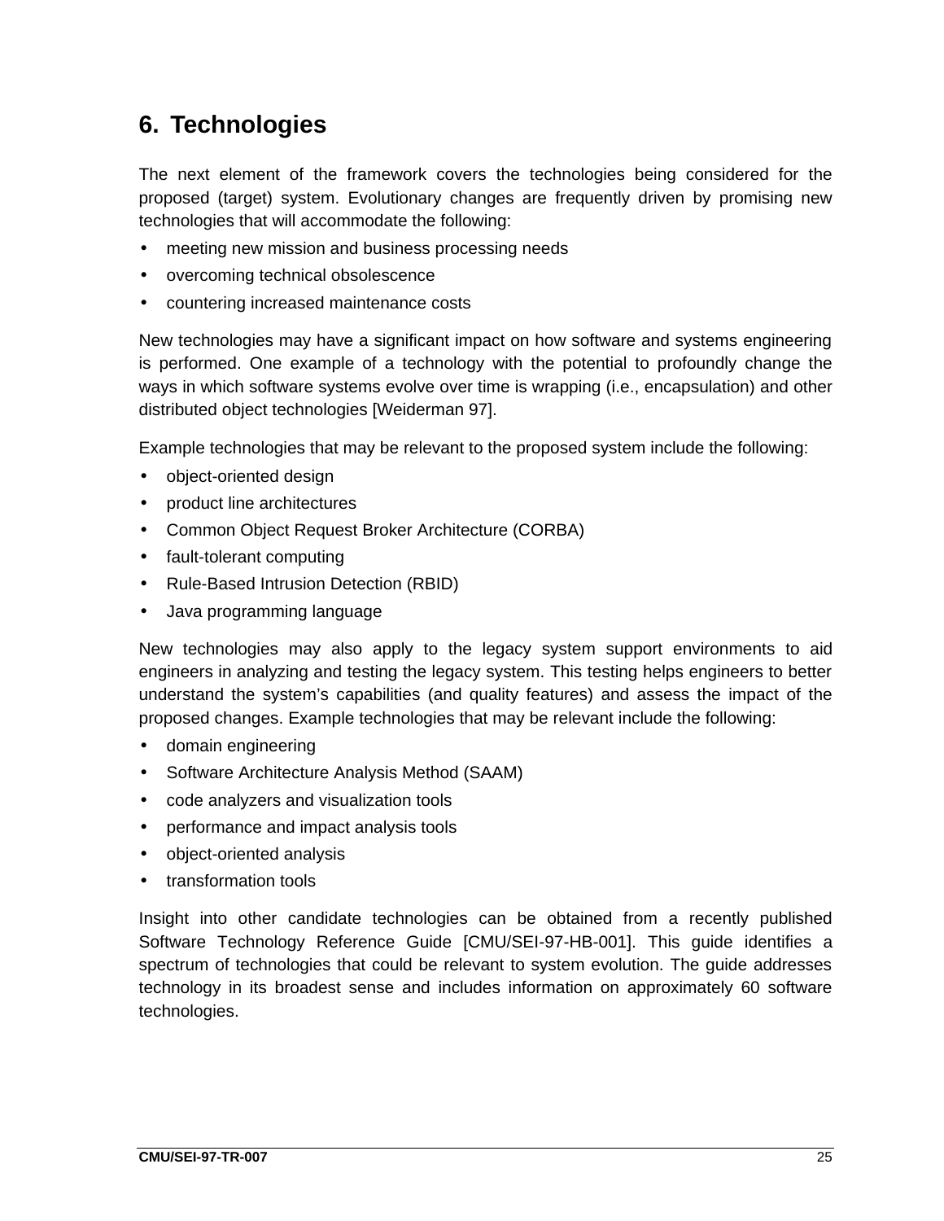# 6. Technologies

The next element of the framework covers the technologies being considered for the proposed (target) system. Evolutionary changes are frequently driven by promising new technologies that will accommodate the following:

- meeting new mission and business processing needs
- overcoming technical obsolescence
- countering increased maintenance costs

New technologies may have a significant impact on how software and systems engineering is performed. One example of a technology with the potential to profoundly change the ways in which software systems evolve over time is wrapping (i.e., encapsulation) and other distributed object technologies [Weiderman 97].

Example technologies that may be relevant to the proposed system include the following:

- object-oriented design
- product line architectures
- Common Object Request Broker Architecture (CORBA)
- fault-tolerant computing
- Rule-Based Intrusion Detection (RBID)
- Java programming language

New technologies may also apply to the legacy system support environments to aid engineers in analyzing and testing the legacy system. This testing helps engineers to better understand the system's capabilities (and quality features) and assess the impact of the proposed changes. Example technologies that may be relevant include the following:

- domain engineering
- Software Architecture Analysis Method (SAAM)
- code analyzers and visualization tools
- performance and impact analysis tools
- object-oriented analysis
- transformation tools

Insight into other candidate technologies can be obtained from a recently published Software Technology Reference Guide [CMU/SEI-97-HB-001]. This guide identifies a spectrum of technologies that could be relevant to system evolution. The guide addresses technology in its broadest sense and includes information on approximately 60 software technologies.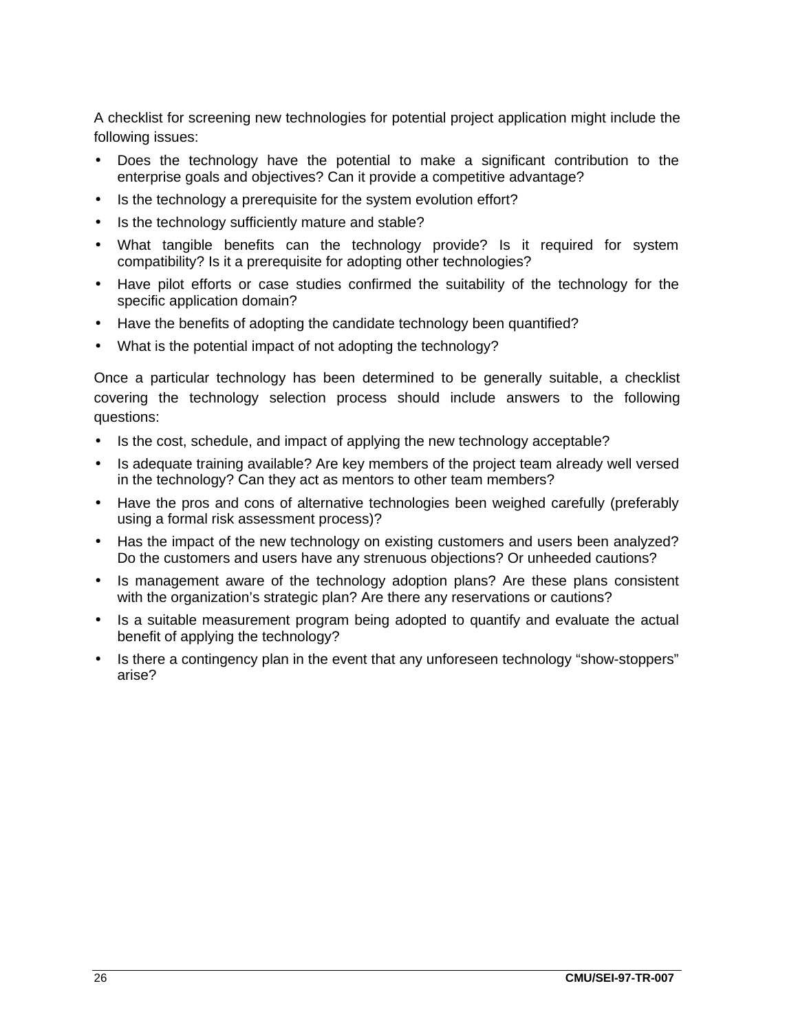A checklist for screening new technologies for potential project application might include the following issues:

- Does the technology have the potential to make a significant contribution to the enterprise goals and objectives? Can it provide a competitive advantage?
- Is the technology a prerequisite for the system evolution effort?
- Is the technology sufficiently mature and stable?
- What tangible benefits can the technology provide? Is it required for system compatibility? Is it a prerequisite for adopting other technologies?
- Have pilot efforts or case studies confirmed the suitability of the technology for the specific application domain?
- Have the benefits of adopting the candidate technology been quantified?
- What is the potential impact of not adopting the technology?

Once a particular technology has been determined to be generally suitable, a checklist covering the technology selection process should include answers to the following questions:

- Is the cost, schedule, and impact of applying the new technology acceptable?
- Is adequate training available? Are key members of the project team already well versed in the technology? Can they act as mentors to other team members?
- Have the pros and cons of alternative technologies been weighed carefully (preferably using a formal risk assessment process)?
- Has the impact of the new technology on existing customers and users been analyzed? Do the customers and users have any strenuous objections? Or unheeded cautions?
- Is management aware of the technology adoption plans? Are these plans consistent with the organization's strategic plan? Are there any reservations or cautions?
- Is a suitable measurement program being adopted to quantify and evaluate the actual benefit of applying the technology?
- Is there a contingency plan in the event that any unforeseen technology "show-stoppers" arise?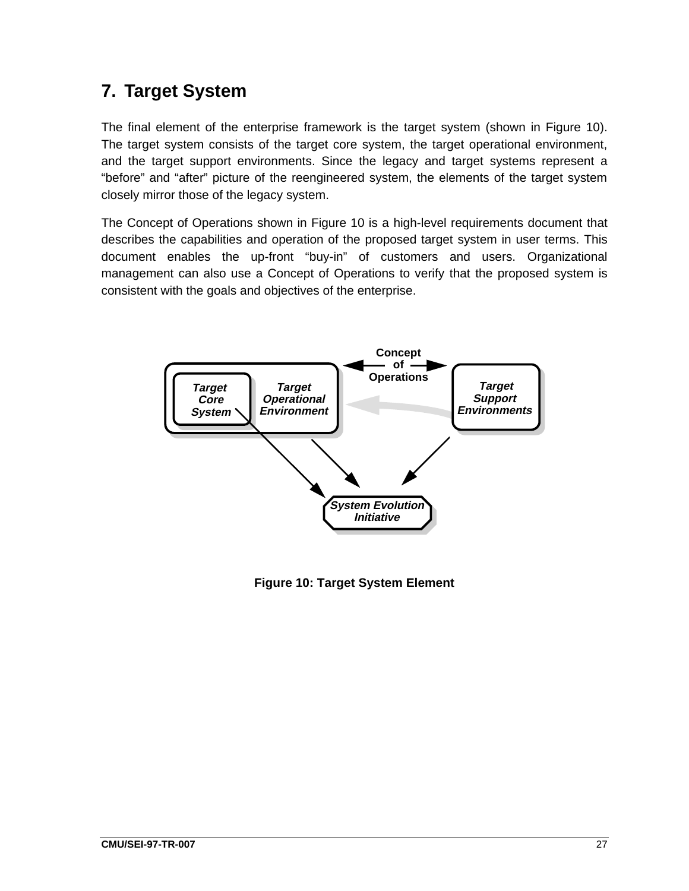# 7. Target System

The final element of the enterprise framework is the target system (shown in Figure 10). The target system consists of the target core system, the target operational environment, and the target support environments. Since the legacy and target systems represent a "before" and "after" picture of the reengineered system, the elements of the target system closely mirror those of the legacy system.

The Concept of Operations shown in Figure 10 is a high-level requirements document that describes the capabilities and operation of the proposed target system in user terms. This document enables the up-front "buy-in" of customers and users. Organizational management can also use a Concept of Operations to verify that the proposed system is consistent with the goals and objectives of the enterprise.

Concept of Operations

*Target Core System*

*Target Operational Environment*

*Target Support Environments*

*System Evolution Initiative*

**Figure 10: Target System Element**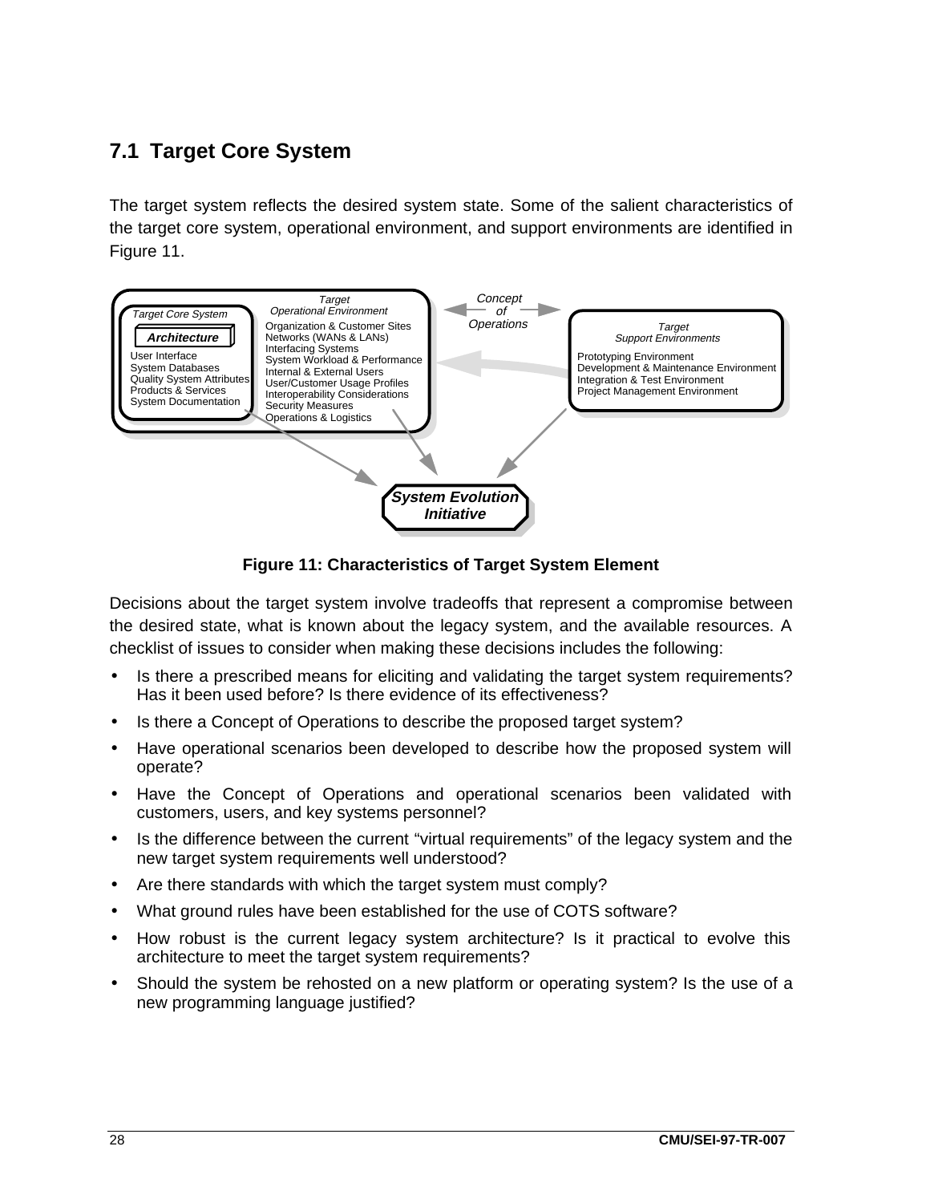## 7.1 Target Core System

The target system reflects the desired system state. Some of the salient characteristics of the target core system, operational environment, and support environments are identified in Figure 11.

**Target Core System**

**Architecture**

- User Interface
- System Databases
- Quality System Attributes
- Products & Services
- System Documentation

**Target Operational Environment**

- Organization & Customer Sites
- Networks (WANs & LANs)
- Interfacing Systems
- System Workload & Performance
- Internal & External Users
- User/Customer Usage Profiles
- Interoperability Considerations
- Security Measures
- Operations & Logistics

**Concept of Operations**

**Target Support Environments**

- Prototyping Environment
- Development & Maintenance Environment
- Integration & Test Environment
- Project Management Environment

**System Evolution Initiative**

**Figure 11: Characteristics of Target System Element**

Decisions about the target system involve tradeoffs that represent a compromise between the desired state, what is known about the legacy system, and the available resources. A checklist of issues to consider when making these decisions includes the following:

- Is there a prescribed means for eliciting and validating the target system requirements? Has it been used before? Is there evidence of its effectiveness?
- Is there a Concept of Operations to describe the proposed target system?
- Have operational scenarios been developed to describe how the proposed system will operate?
- Have the Concept of Operations and operational scenarios been validated with customers, users, and key systems personnel?
- Is the difference between the current "virtual requirements" of the legacy system and the new target system requirements well understood?
- Are there standards with which the target system must comply?
- What ground rules have been established for the use of COTS software?
- How robust is the current legacy system architecture? Is it practical to evolve this architecture to meet the target system requirements?
- Should the system be rehosted on a new platform or operating system? Is the use of a new programming language justified?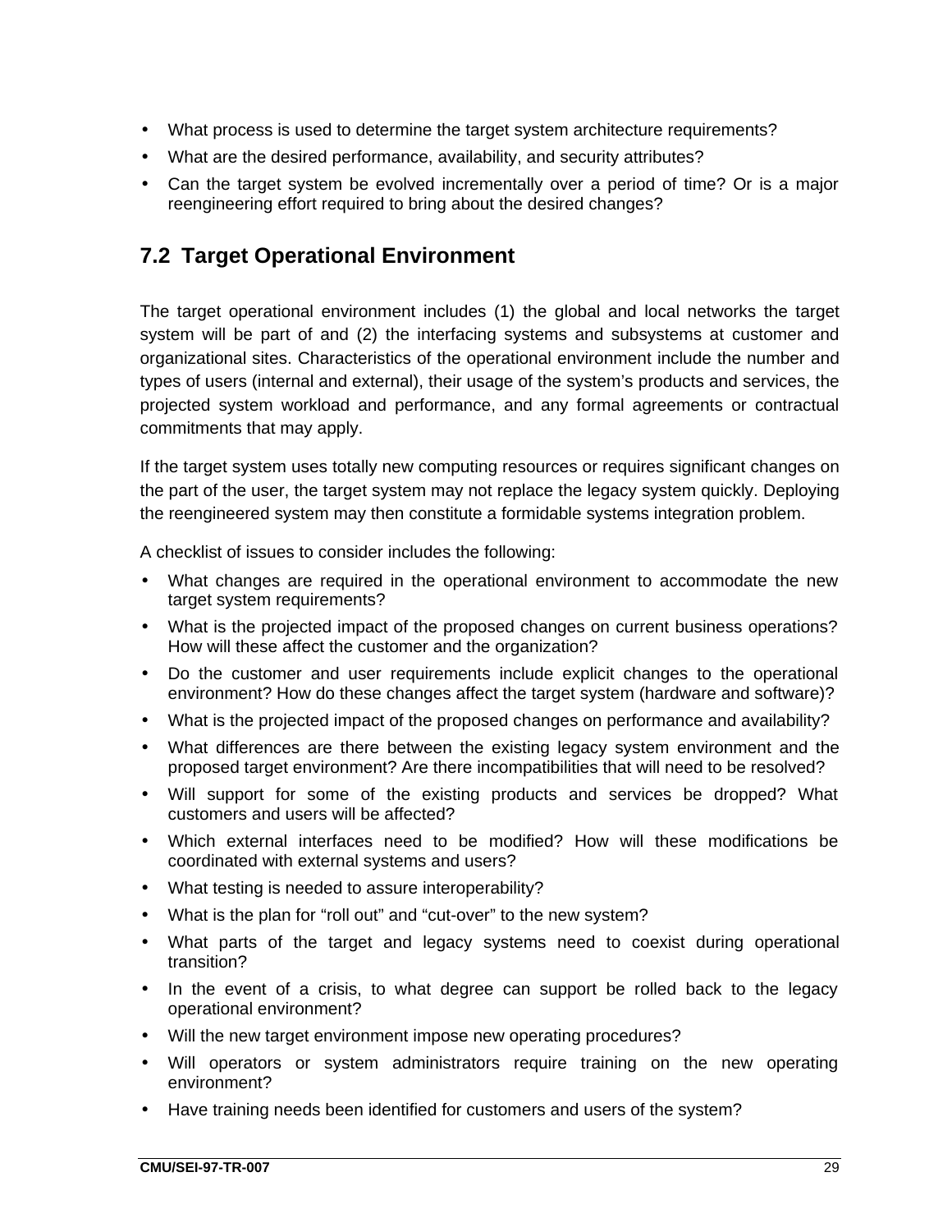- What process is used to determine the target system architecture requirements?
- What are the desired performance, availability, and security attributes?
- Can the target system be evolved incrementally over a period of time? Or is a major reengineering effort required to bring about the desired changes?

## 7.2 Target Operational Environment

The target operational environment includes (1) the global and local networks the target system will be part of and (2) the interfacing systems and subsystems at customer and organizational sites. Characteristics of the operational environment include the number and types of users (internal and external), their usage of the system's products and services, the projected system workload and performance, and any formal agreements or contractual commitments that may apply.

If the target system uses totally new computing resources or requires significant changes on the part of the user, the target system may not replace the legacy system quickly. Deploying the reengineered system may then constitute a formidable systems integration problem.

A checklist of issues to consider includes the following:

- What changes are required in the operational environment to accommodate the new target system requirements?
- What is the projected impact of the proposed changes on current business operations? How will these affect the customer and the organization?
- Do the customer and user requirements include explicit changes to the operational environment? How do these changes affect the target system (hardware and software)?
- What is the projected impact of the proposed changes on performance and availability?
- What differences are there between the existing legacy system environment and the proposed target environment? Are there incompatibilities that will need to be resolved?
- Will support for some of the existing products and services be dropped? What customers and users will be affected?
- Which external interfaces need to be modified? How will these modifications be coordinated with external systems and users?
- What testing is needed to assure interoperability?
- What is the plan for "roll out" and "cut-over" to the new system?
- What parts of the target and legacy systems need to coexist during operational transition?
- In the event of a crisis, to what degree can support be rolled back to the legacy operational environment?
- Will the new target environment impose new operating procedures?
- Will operators or system administrators require training on the new operating environment?
- Have training needs been identified for customers and users of the system?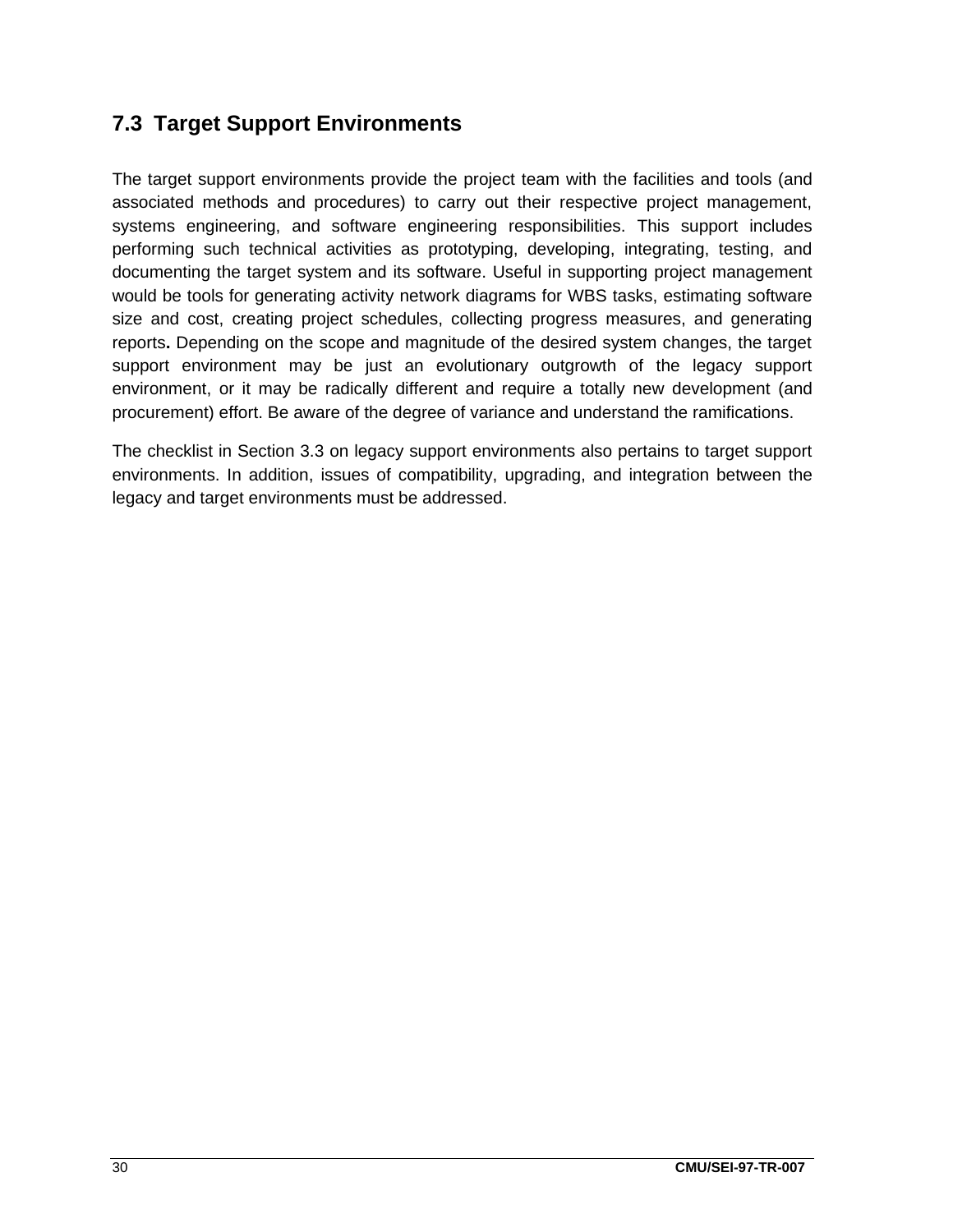## 7.3 Target Support Environments

The target support environments provide the project team with the facilities and tools (and associated methods and procedures) to carry out their respective project management, systems engineering, and software engineering responsibilities. This support includes performing such technical activities as prototyping, developing, integrating, testing, and documenting the target system and its software. Useful in supporting project management would be tools for generating activity network diagrams for WBS tasks, estimating software size and cost, creating project schedules, collecting progress measures, and generating reports**.** Depending on the scope and magnitude of the desired system changes, the target support environment may be just an evolutionary outgrowth of the legacy support environment, or it may be radically different and require a totally new development (and procurement) effort. Be aware of the degree of variance and understand the ramifications.

The checklist in Section 3.3 on legacy support environments also pertains to target support environments. In addition, issues of compatibility, upgrading, and integration between the legacy and target environments must be addressed.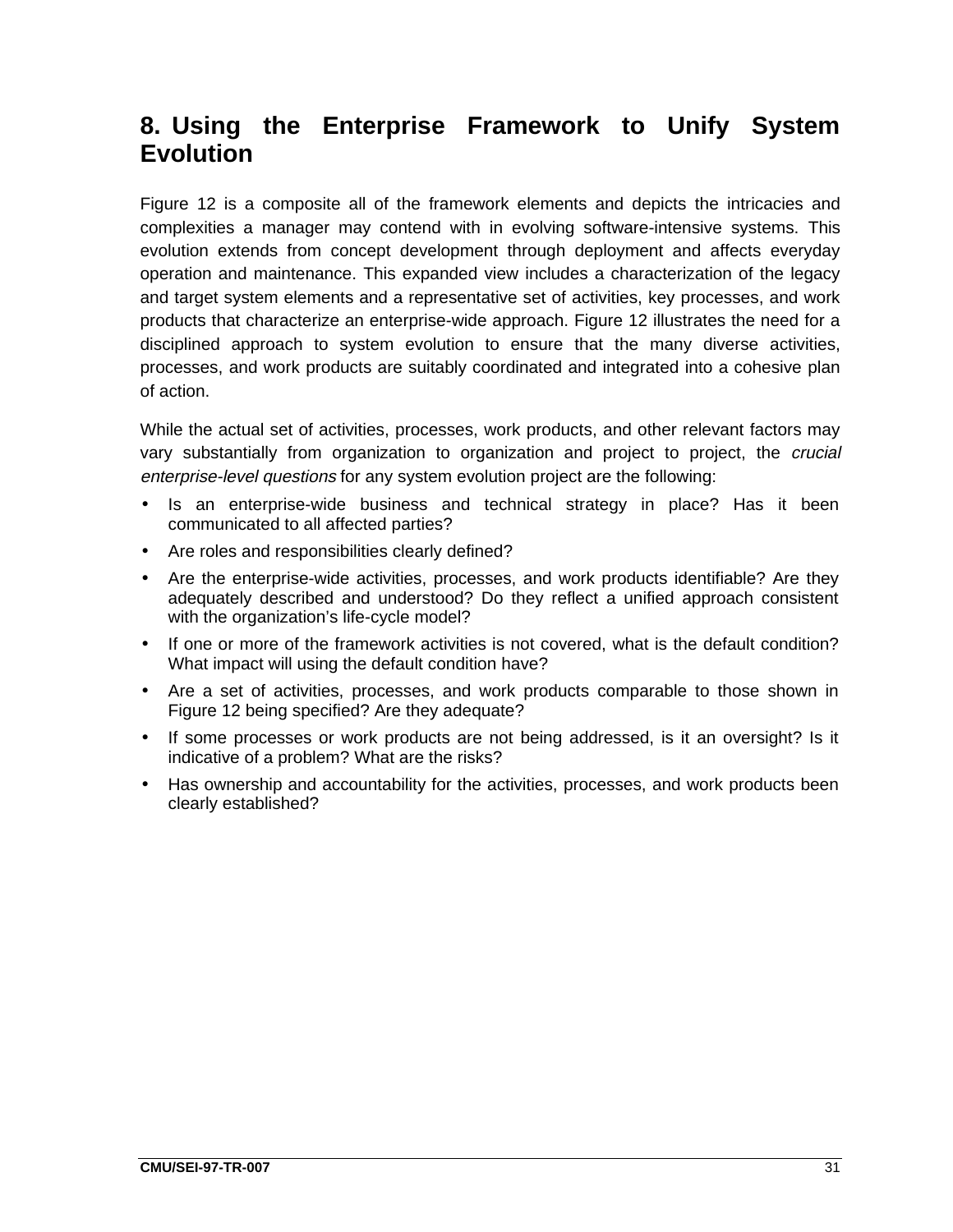# 8. Using the Enterprise Framework to Unify System Evolution

Figure 12 is a composite all of the framework elements and depicts the intricacies and complexities a manager may contend with in evolving software-intensive systems. This evolution extends from concept development through deployment and affects everyday operation and maintenance. This expanded view includes a characterization of the legacy and target system elements and a representative set of activities, key processes, and work products that characterize an enterprise-wide approach. Figure 12 illustrates the need for a disciplined approach to system evolution to ensure that the many diverse activities, processes, and work products are suitably coordinated and integrated into a cohesive plan of action.

While the actual set of activities, processes, work products, and other relevant factors may vary substantially from organization to organization and project to project, the *crucial enterprise-level questions* for any system evolution project are the following:

- Is an enterprise-wide business and technical strategy in place? Has it been communicated to all affected parties?
- Are roles and responsibilities clearly defined?
- Are the enterprise-wide activities, processes, and work products identifiable? Are they adequately described and understood? Do they reflect a unified approach consistent with the organization's life-cycle model?
- If one or more of the framework activities is not covered, what is the default condition? What impact will using the default condition have?
- Are a set of activities, processes, and work products comparable to those shown in Figure 12 being specified? Are they adequate?
- If some processes or work products are not being addressed, is it an oversight? Is it indicative of a problem? What are the risks?
- Has ownership and accountability for the activities, processes, and work products been clearly established?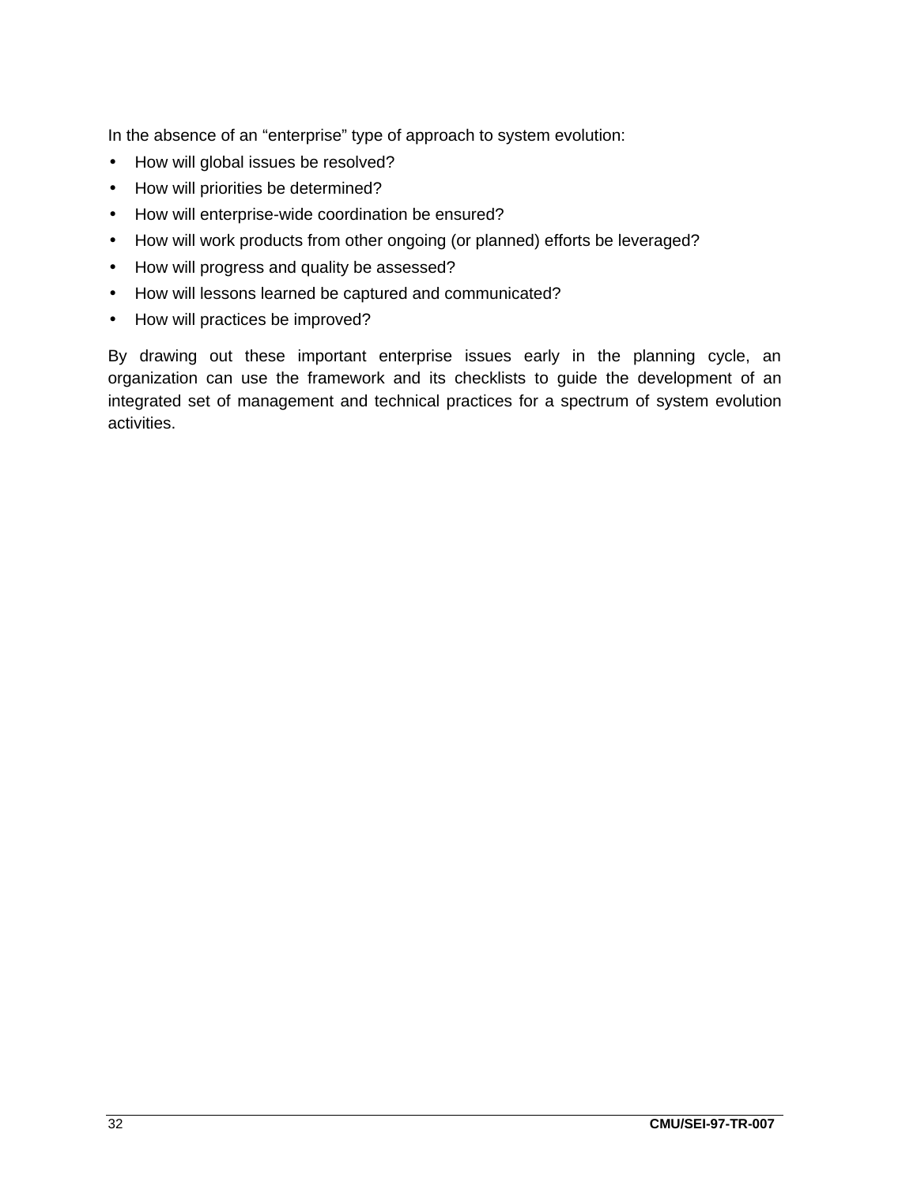In the absence of an “enterprise” type of approach to system evolution:

- How will global issues be resolved?
- How will priorities be determined?
- How will enterprise-wide coordination be ensured?
- How will work products from other ongoing (or planned) efforts be leveraged?
- How will progress and quality be assessed?
- How will lessons learned be captured and communicated?
- How will practices be improved?

By drawing out these important enterprise issues early in the planning cycle, an organization can use the framework and its checklists to guide the development of an integrated set of management and technical practices for a spectrum of system evolution activities.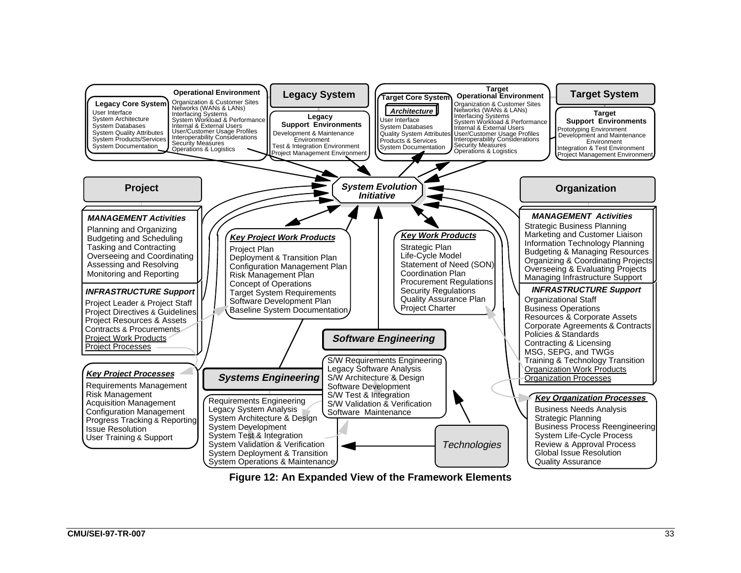**Operational Environment**

**Legacy Core System**
User Interface
System Architecture
System Databases
System Quality Attributes
System Products/Services
System Documentation

Organization & Customer Sites
Networks (WANs & LANs)
Interfacing Systems
System Workload & Performance
Internal & External Users
User/Customer Usage Profiles
Interoperability Considerations
Security Measures
Operations & Logistics

**Legacy System**

**Legacy Support Environments**
Development & Maintenance Environment
Test & Integration Environment
Project Management Environment

**Target Core System**

***Architecture***
User Interface
System Databases
Quality System Attributes
Products & Services
System Documentation

**Target Operational Environment**
Organization & Customer Sites
Networks (WANs & LANs)
Interfacing Systems
System Workload & Performance
Internal & External Users
User/Customer Usage Profiles
Interoperability Considerations
Security Measures
Operations & Logistics

**Target System**

**Target Support Environments**
Prototyping Environment
Development and Maintenance Environment
Integration & Test Environment
Project Management Environment

***System Evolution Initiative***

**Project**

***MANAGEMENT Activities***
Planning and Organizing
Budgeting and Scheduling
Tasking and Contracting
Overseeing and Coordinating
Assessing and Resolving
Monitoring and Reporting

***INFRASTRUCTURE Support***
Project Leader & Project Staff
Project Directives & Guidelines
Project Resources & Assets
Contracts & Procurements
Project Work Products
Project Processes

***Key Project Processes***
Requirements Management
Risk Management
Acquisition Management
Configuration Management
Progress Tracking & Reporting
Issue Resolution
User Training & Support

***Key Project Work Products***
Project Plan
Deployment & Transition Plan
Configuration Management Plan
Risk Management Plan
Concept of Operations
Target System Requirements
Software Development Plan
Baseline System Documentation

***Key Work Products***
Strategic Plan
Life-Cycle Model
Statement of Need (SON)
Coordination Plan
Procurement Regulations
Security Regulations
Quality Assurance Plan
Project Charter

***Software Engineering***
S/W Requirements Engineering
Legacy Software Analysis
S/W Architecture & Design
Software Development
S/W Test & Integration
S/W Validation & Verification
Software Maintenance

***Systems Engineering***
Requirements Engineering
Legacy System Analysis
System Architecture & Design
System Development
System Test & Integration
System Validation & Verification
System Deployment & Transition
System Operations & Maintenance

*Technologies*

**Organization**

***MANAGEMENT Activities***
Strategic Business Planning
Marketing and Customer Liaison
Information Technology Planning
Budgeting & Managing Resources
Organizing & Coordinating Projects
Overseeing & Evaluating Projects
Managing Infrastructure Support

***INFRASTRUCTURE Support***
Organizational Staff
Business Operations
Resources & Corporate Assets
Corporate Agreements & Contracts
Policies & Standards
Contracting & Licensing
MSG, SEPG, and TWGs
Training & Technology Transition
Organization Work Products
Organization Processes

***Key Organization Processes***
Business Needs Analysis
Strategic Planning
Business Process Reengineering
System Life-Cycle Process
Review & Approval Process
Global Issue Resolution
Quality Assurance

**Figure 12: An Expanded View of the Framework Elements**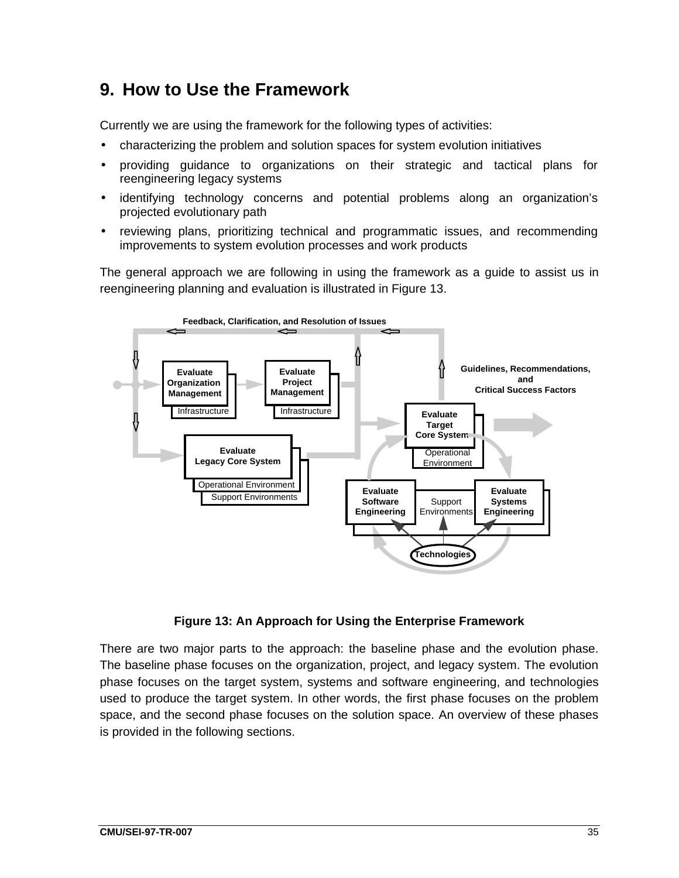# 9. How to Use the Framework

Currently we are using the framework for the following types of activities:

- characterizing the problem and solution spaces for system evolution initiatives
- providing guidance to organizations on their strategic and tactical plans for reengineering legacy systems
- identifying technology concerns and potential problems along an organization's projected evolutionary path
- reviewing plans, prioritizing technical and programmatic issues, and recommending improvements to system evolution processes and work products

The general approach we are following in using the framework as a guide to assist us in reengineering planning and evaluation is illustrated in Figure 13.

**Figure 13: An Approach for Using the Enterprise Framework**

There are two major parts to the approach: the baseline phase and the evolution phase. The baseline phase focuses on the organization, project, and legacy system. The evolution phase focuses on the target system, systems and software engineering, and technologies used to produce the target system. In other words, the first phase focuses on the problem space, and the second phase focuses on the solution space. An overview of these phases is provided in the following sections.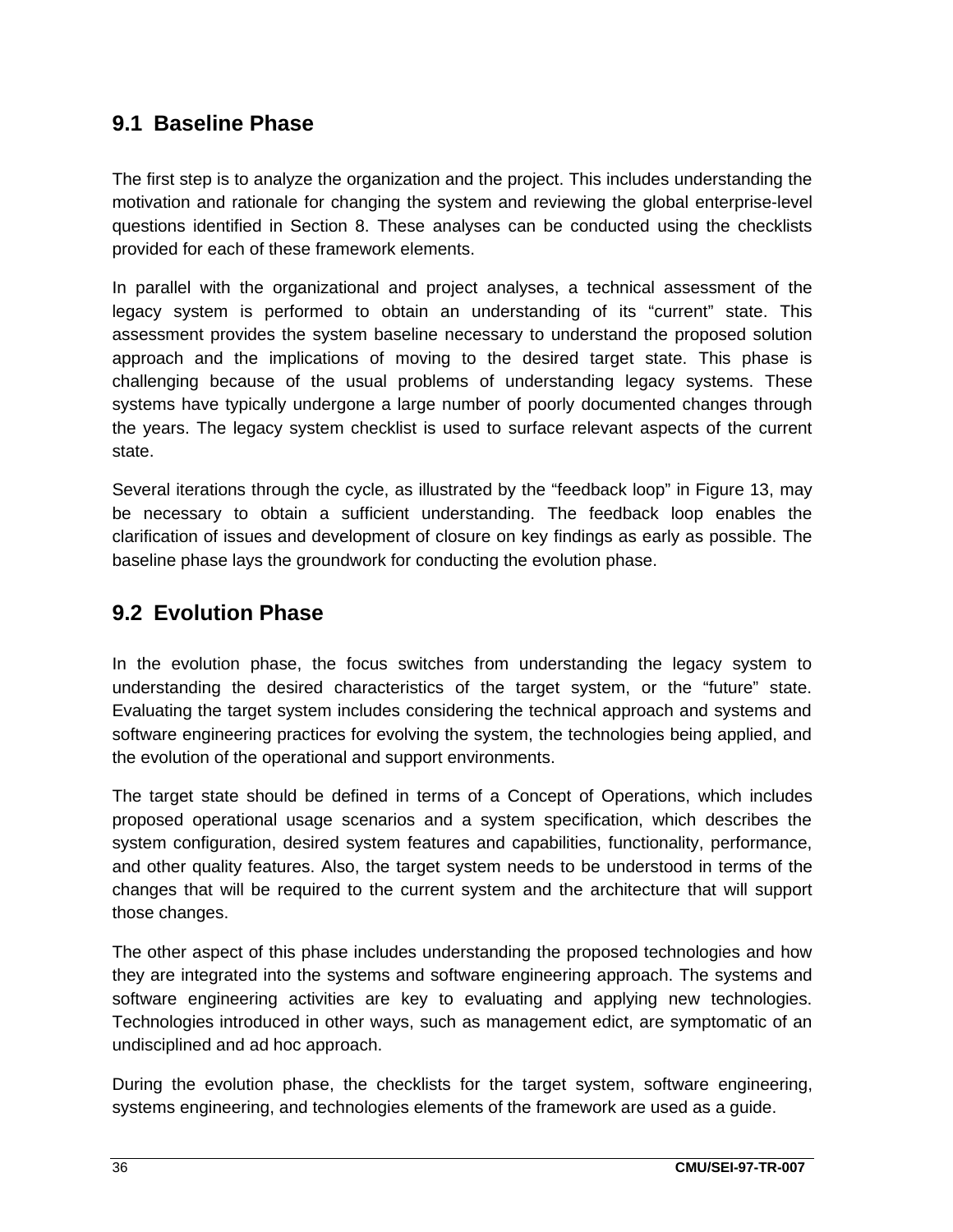## 9.1 Baseline Phase

The first step is to analyze the organization and the project. This includes understanding the motivation and rationale for changing the system and reviewing the global enterprise-level questions identified in Section 8. These analyses can be conducted using the checklists provided for each of these framework elements.

In parallel with the organizational and project analyses, a technical assessment of the legacy system is performed to obtain an understanding of its “current” state. This assessment provides the system baseline necessary to understand the proposed solution approach and the implications of moving to the desired target state. This phase is challenging because of the usual problems of understanding legacy systems. These systems have typically undergone a large number of poorly documented changes through the years. The legacy system checklist is used to surface relevant aspects of the current state.

Several iterations through the cycle, as illustrated by the “feedback loop” in Figure 13, may be necessary to obtain a sufficient understanding. The feedback loop enables the clarification of issues and development of closure on key findings as early as possible. The baseline phase lays the groundwork for conducting the evolution phase.

## 9.2 Evolution Phase

In the evolution phase, the focus switches from understanding the legacy system to understanding the desired characteristics of the target system, or the “future” state. Evaluating the target system includes considering the technical approach and systems and software engineering practices for evolving the system, the technologies being applied, and the evolution of the operational and support environments.

The target state should be defined in terms of a Concept of Operations, which includes proposed operational usage scenarios and a system specification, which describes the system configuration, desired system features and capabilities, functionality, performance, and other quality features. Also, the target system needs to be understood in terms of the changes that will be required to the current system and the architecture that will support those changes.

The other aspect of this phase includes understanding the proposed technologies and how they are integrated into the systems and software engineering approach. The systems and software engineering activities are key to evaluating and applying new technologies. Technologies introduced in other ways, such as management edict, are symptomatic of an undisciplined and ad hoc approach.

During the evolution phase, the checklists for the target system, software engineering, systems engineering, and technologies elements of the framework are used as a guide.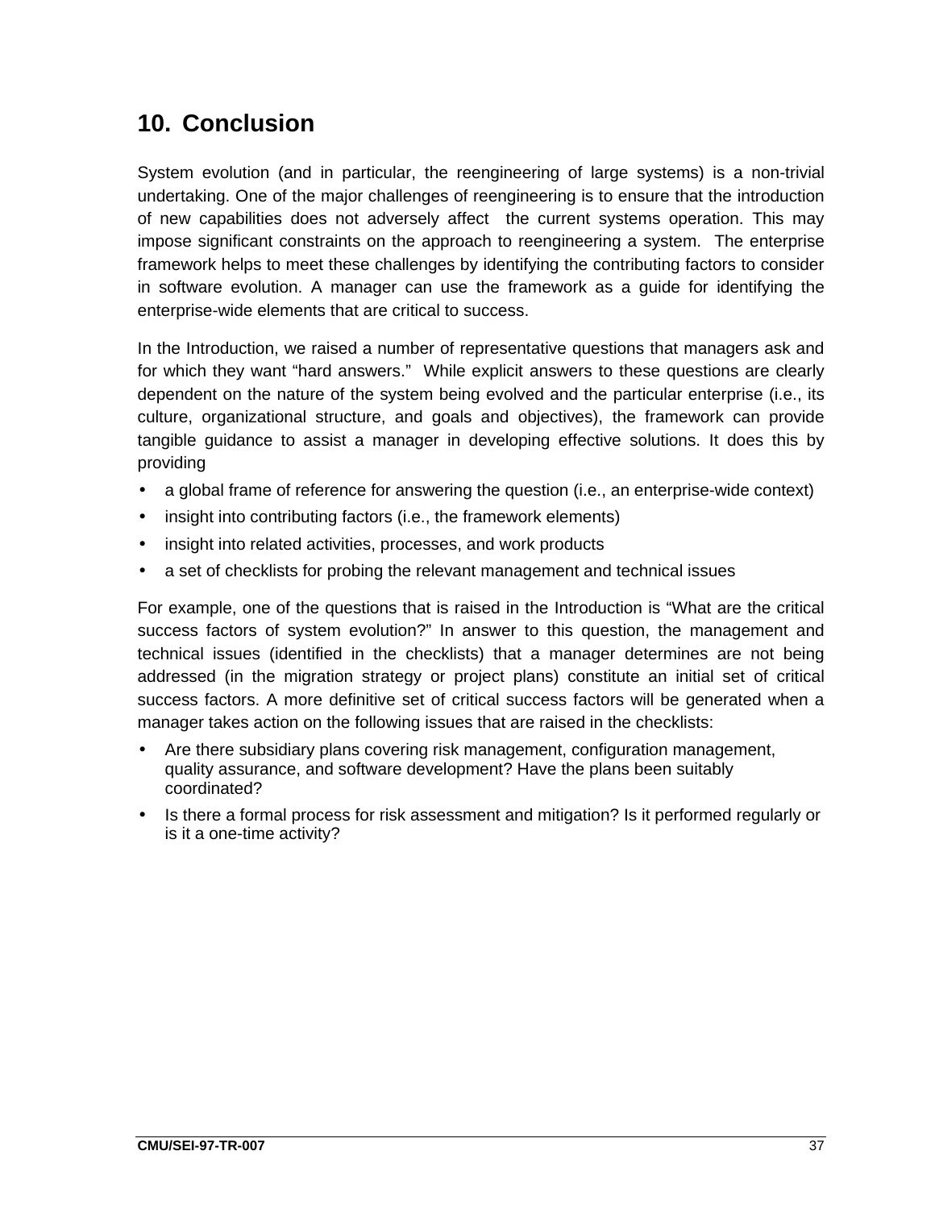# 10. Conclusion

System evolution (and in particular, the reengineering of large systems) is a non-trivial undertaking. One of the major challenges of reengineering is to ensure that the introduction of new capabilities does not adversely affect the current systems operation. This may impose significant constraints on the approach to reengineering a system. The enterprise framework helps to meet these challenges by identifying the contributing factors to consider in software evolution. A manager can use the framework as a guide for identifying the enterprise-wide elements that are critical to success.

In the Introduction, we raised a number of representative questions that managers ask and for which they want "hard answers." While explicit answers to these questions are clearly dependent on the nature of the system being evolved and the particular enterprise (i.e., its culture, organizational structure, and goals and objectives), the framework can provide tangible guidance to assist a manager in developing effective solutions. It does this by providing

- a global frame of reference for answering the question (i.e., an enterprise-wide context)
- insight into contributing factors (i.e., the framework elements)
- insight into related activities, processes, and work products
- a set of checklists for probing the relevant management and technical issues

For example, one of the questions that is raised in the Introduction is "What are the critical success factors of system evolution?" In answer to this question, the management and technical issues (identified in the checklists) that a manager determines are not being addressed (in the migration strategy or project plans) constitute an initial set of critical success factors. A more definitive set of critical success factors will be generated when a manager takes action on the following issues that are raised in the checklists:

- Are there subsidiary plans covering risk management, configuration management, quality assurance, and software development? Have the plans been suitably coordinated?
- Is there a formal process for risk assessment and mitigation? Is it performed regularly or is it a one-time activity?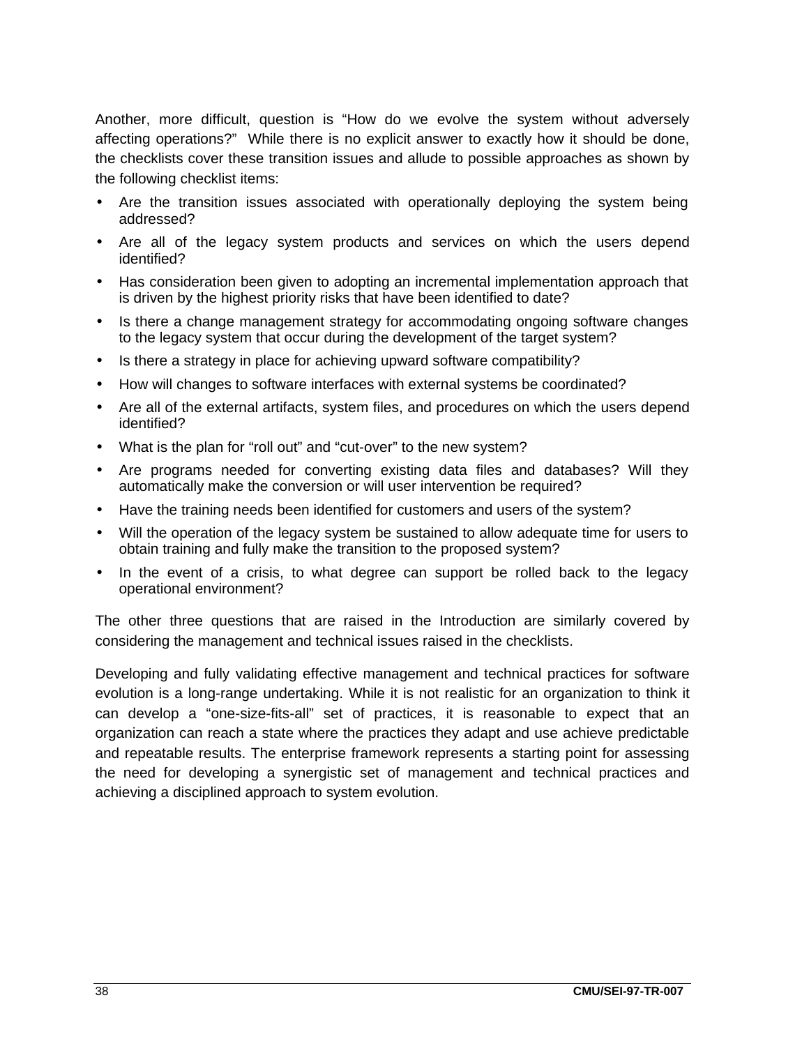Another, more difficult, question is "How do we evolve the system without adversely affecting operations?" While there is no explicit answer to exactly how it should be done, the checklists cover these transition issues and allude to possible approaches as shown by the following checklist items:

- Are the transition issues associated with operationally deploying the system being addressed?
- Are all of the legacy system products and services on which the users depend identified?
- Has consideration been given to adopting an incremental implementation approach that is driven by the highest priority risks that have been identified to date?
- Is there a change management strategy for accommodating ongoing software changes to the legacy system that occur during the development of the target system?
- Is there a strategy in place for achieving upward software compatibility?
- How will changes to software interfaces with external systems be coordinated?
- Are all of the external artifacts, system files, and procedures on which the users depend identified?
- What is the plan for "roll out" and "cut-over" to the new system?
- Are programs needed for converting existing data files and databases? Will they automatically make the conversion or will user intervention be required?
- Have the training needs been identified for customers and users of the system?
- Will the operation of the legacy system be sustained to allow adequate time for users to obtain training and fully make the transition to the proposed system?
- In the event of a crisis, to what degree can support be rolled back to the legacy operational environment?

The other three questions that are raised in the Introduction are similarly covered by considering the management and technical issues raised in the checklists.

Developing and fully validating effective management and technical practices for software evolution is a long-range undertaking. While it is not realistic for an organization to think it can develop a "one-size-fits-all" set of practices, it is reasonable to expect that an organization can reach a state where the practices they adapt and use achieve predictable and repeatable results. The enterprise framework represents a starting point for assessing the need for developing a synergistic set of management and technical practices and achieving a disciplined approach to system evolution.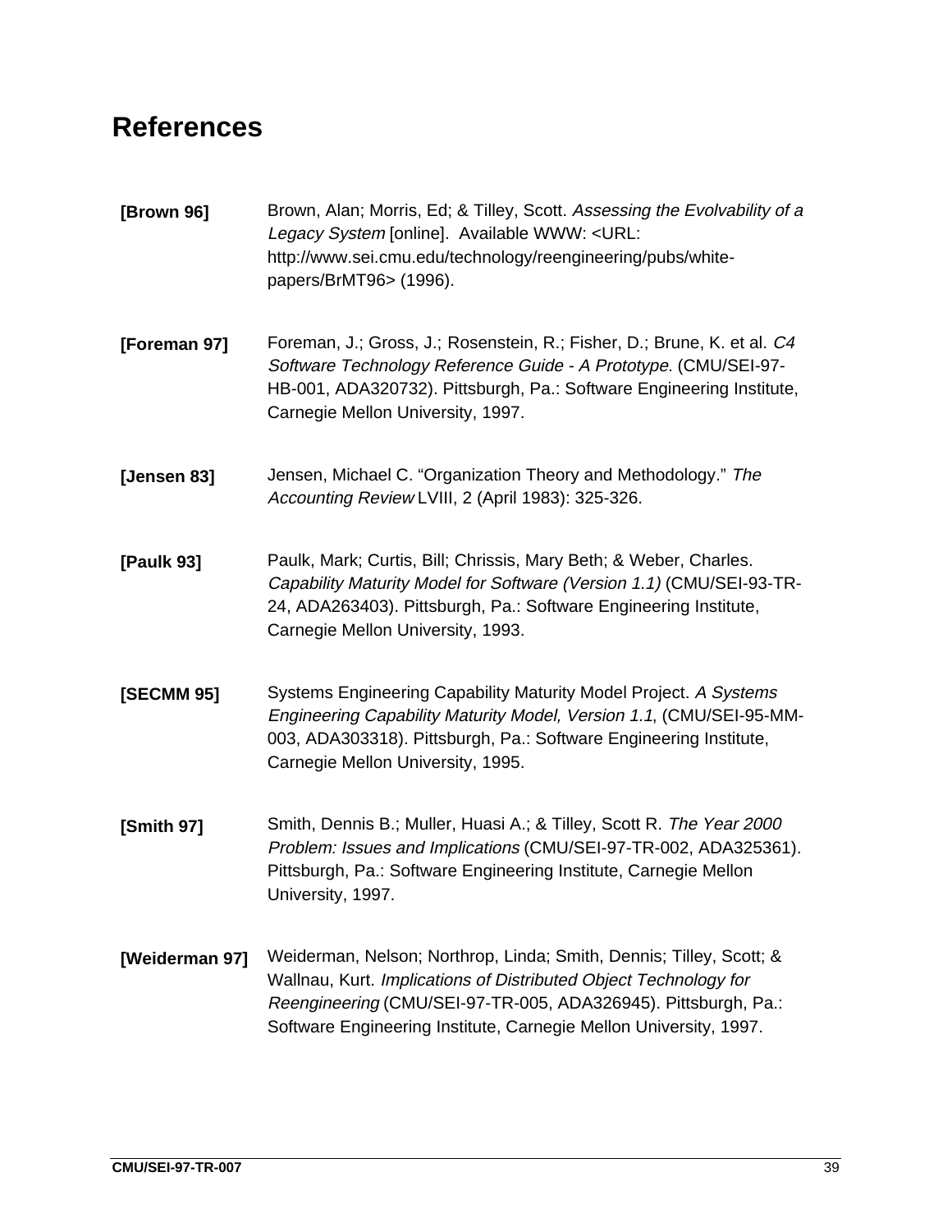# References

**[Brown 96]** Brown, Alan; Morris, Ed; & Tilley, Scott. *Assessing the Evolvability of a Legacy System* [online]. Available WWW: <URL: http://www.sei.cmu.edu/technology/reengineering/pubs/white-papers/BrMT96> (1996).

**[Foreman 97]** Foreman, J.; Gross, J.; Rosenstein, R.; Fisher, D.; Brune, K. et al. *C4 Software Technology Reference Guide - A Prototype*. (CMU/SEI-97-HB-001, ADA320732). Pittsburgh, Pa.: Software Engineering Institute, Carnegie Mellon University, 1997.

**[Jensen 83]** Jensen, Michael C. "Organization Theory and Methodology." *The Accounting Review* LVIII, 2 (April 1983): 325-326.

**[Paulk 93]** Paulk, Mark; Curtis, Bill; Chrissis, Mary Beth; & Weber, Charles. *Capability Maturity Model for Software (Version 1.1)* (CMU/SEI-93-TR-24, ADA263403). Pittsburgh, Pa.: Software Engineering Institute, Carnegie Mellon University, 1993.

**[SECMM 95]** Systems Engineering Capability Maturity Model Project. *A Systems Engineering Capability Maturity Model, Version 1.1*, (CMU/SEI-95-MM-003, ADA303318). Pittsburgh, Pa.: Software Engineering Institute, Carnegie Mellon University, 1995.

**[Smith 97]** Smith, Dennis B.; Muller, Huasi A.; & Tilley, Scott R. *The Year 2000 Problem: Issues and Implications* (CMU/SEI-97-TR-002, ADA325361). Pittsburgh, Pa.: Software Engineering Institute, Carnegie Mellon University, 1997.

**[Weiderman 97]** Weiderman, Nelson; Northrop, Linda; Smith, Dennis; Tilley, Scott; & Wallnau, Kurt. *Implications of Distributed Object Technology for Reengineering* (CMU/SEI-97-TR-005, ADA326945). Pittsburgh, Pa.: Software Engineering Institute, Carnegie Mellon University, 1997.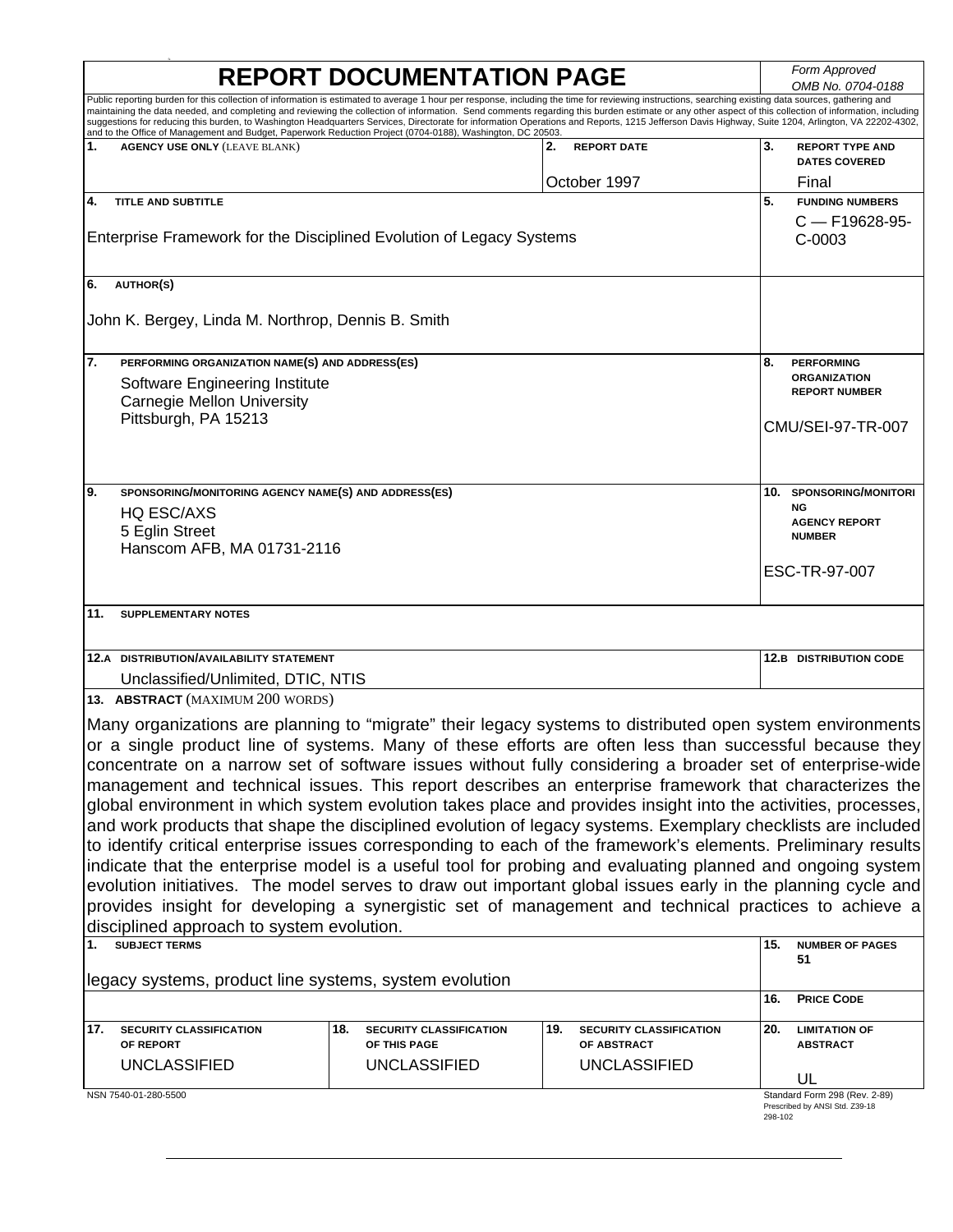# REPORT DOCUMENTATION PAGE

*Form Approved*
*OMB No. 0704-0188*

Public reporting burden for this collection of information is estimated to average 1 hour per response, including the time for reviewing instructions, searching existing data sources, gathering and maintaining the data needed, and completing and reviewing the collection of information. Send comments regarding this burden estimate or any other aspect of this collection of information, including suggestions for reducing this burden, to Washington Headquarters Services, Directorate for information Operations and Reports, 1215 Jefferson Davis Highway, Suite 1204, Arlington, VA 22202-4302, and to the Office of Management and Budget, Paperwork Reduction Project (0704-0188), Washington, DC 20503.

| | | |
|---|---|---|
| **1. AGENCY USE ONLY** (LEAVE BLANK) | **2. REPORT DATE**<br>October 1997 | **3. REPORT TYPE AND DATES COVERED**<br>Final |
| **4. TITLE AND SUBTITLE**<br>Enterprise Framework for the Disciplined Evolution of Legacy Systems | | **5. FUNDING NUMBERS**<br>C — F19628-95-C-0003 |
| **6. AUTHOR(S)**<br>John K. Bergey, Linda M. Northrop, Dennis B. Smith | | |
| **7. PERFORMING ORGANIZATION NAME(S) AND ADDRESS(ES)**<br>Software Engineering Institute<br>Carnegie Mellon University<br>Pittsburgh, PA 15213 | | **8. PERFORMING ORGANIZATION REPORT NUMBER**<br>CMU/SEI-97-TR-007 |
| **9. SPONSORING/MONITORING AGENCY NAME(S) AND ADDRESS(ES)**<br>HQ ESC/AXS<br>5 Eglin Street<br>Hanscom AFB, MA 01731-2116 | | **10. SPONSORING/MONITORING AGENCY REPORT NUMBER**<br>ESC-TR-97-007 |
| **11. SUPPLEMENTARY NOTES** | | |
| **12.A DISTRIBUTION/AVAILABILITY STATEMENT**<br>Unclassified/Unlimited, DTIC, NTIS | | **12.B DISTRIBUTION CODE** |

**13. ABSTRACT** (MAXIMUM 200 WORDS)

Many organizations are planning to “migrate” their legacy systems to distributed open system environments or a single product line of systems. Many of these efforts are often less than successful because they concentrate on a narrow set of software issues without fully considering a broader set of enterprise-wide management and technical issues. This report describes an enterprise framework that characterizes the global environment in which system evolution takes place and provides insight into the activities, processes, and work products that shape the disciplined evolution of legacy systems. Exemplary checklists are included to identify critical enterprise issues corresponding to each of the framework’s elements. Preliminary results indicate that the enterprise model is a useful tool for probing and evaluating planned and ongoing system evolution initiatives. The model serves to draw out important global issues early in the planning cycle and provides insight for developing a synergistic set of management and technical practices to achieve a disciplined approach to system evolution.

| | |
|---|---|
| **1. SUBJECT TERMS**<br>legacy systems, product line systems, system evolution | **15. NUMBER OF PAGES**<br>51 |
| | **16. PRICE CODE** |

| | | | |
|---|---|---|---|
| **17. SECURITY CLASSIFICATION OF REPORT**<br>UNCLASSIFIED | **18. SECURITY CLASSIFICATION OF THIS PAGE**<br>UNCLASSIFIED | **19. SECURITY CLASSIFICATION OF ABSTRACT**<br>UNCLASSIFIED | **20. LIMITATION OF ABSTRACT**<br>UL |

NSN 7540-01-280-5500

Standard Form 298 (Rev. 2-89)
Prescribed by ANSI Std. Z39-18
298-102